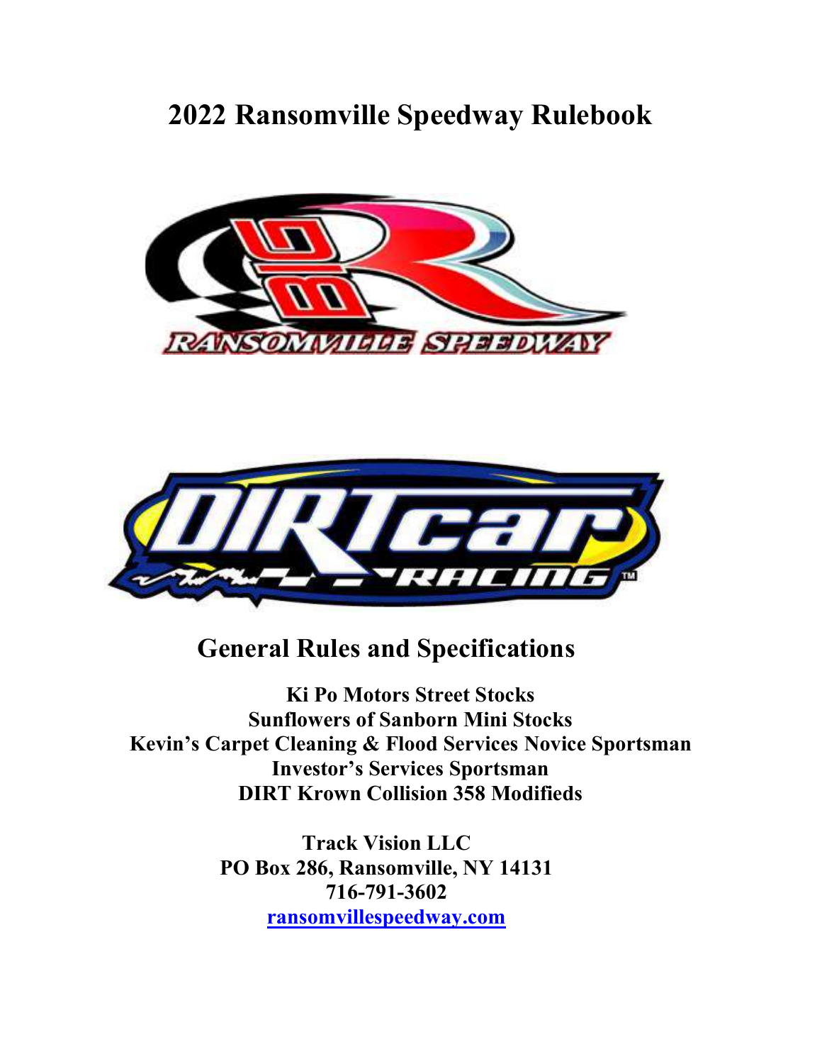# 2022 Ransomville Speedway Rulebook

## General Rules and Specifications

**Ki Po Motors Street Stocks**
**Sunflowers of Sanborn Mini Stocks**
**Kevin's Carpet Cleaning & Flood Services Novice Sportsman**
**Investor's Services Sportsman**
**DIRT Krown Collision 358 Modifieds**

**Track Vision LLC**
**PO Box 286, Ransomville, NY 14131**
**716-791-3602**
**[ransomvillespeedway.com](http://ransomvillespeedway.com)**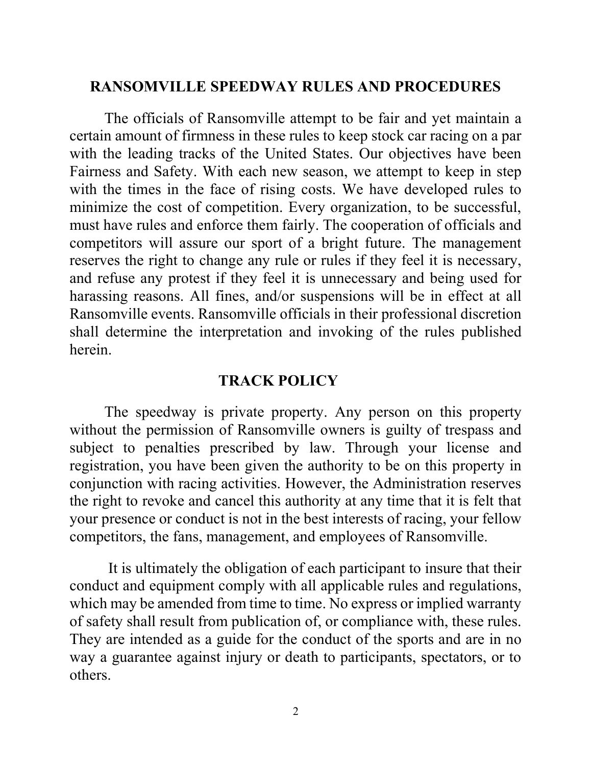## RANSOMVILLE SPEEDWAY RULES AND PROCEDURES

The officials of Ransomville attempt to be fair and yet maintain a certain amount of firmness in these rules to keep stock car racing on a par with the leading tracks of the United States. Our objectives have been Fairness and Safety. With each new season, we attempt to keep in step with the times in the face of rising costs. We have developed rules to minimize the cost of competition. Every organization, to be successful, must have rules and enforce them fairly. The cooperation of officials and competitors will assure our sport of a bright future. The management reserves the right to change any rule or rules if they feel it is necessary, and refuse any protest if they feel it is unnecessary and being used for harassing reasons. All fines, and/or suspensions will be in effect at all Ransomville events. Ransomville officials in their professional discretion shall determine the interpretation and invoking of the rules published herein.

## TRACK POLICY

The speedway is private property. Any person on this property without the permission of Ransomville owners is guilty of trespass and subject to penalties prescribed by law. Through your license and registration, you have been given the authority to be on this property in conjunction with racing activities. However, the Administration reserves the right to revoke and cancel this authority at any time that it is felt that your presence or conduct is not in the best interests of racing, your fellow competitors, the fans, management, and employees of Ransomville.

It is ultimately the obligation of each participant to insure that their conduct and equipment comply with all applicable rules and regulations, which may be amended from time to time. No express or implied warranty of safety shall result from publication of, or compliance with, these rules. They are intended as a guide for the conduct of the sports and are in no way a guarantee against injury or death to participants, spectators, or to others.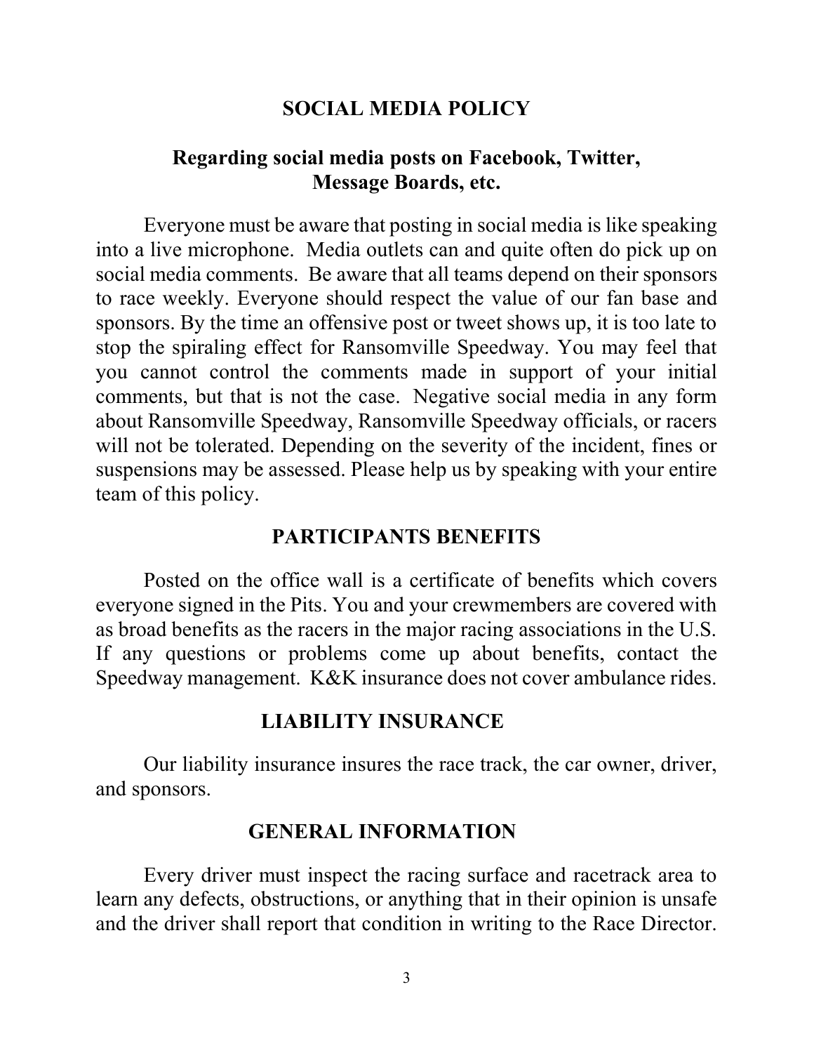## SOCIAL MEDIA POLICY

### Regarding social media posts on Facebook, Twitter, Message Boards, etc.

Everyone must be aware that posting in social media is like speaking into a live microphone. Media outlets can and quite often do pick up on social media comments. Be aware that all teams depend on their sponsors to race weekly. Everyone should respect the value of our fan base and sponsors. By the time an offensive post or tweet shows up, it is too late to stop the spiraling effect for Ransomville Speedway. You may feel that you cannot control the comments made in support of your initial comments, but that is not the case. Negative social media in any form about Ransomville Speedway, Ransomville Speedway officials, or racers will not be tolerated. Depending on the severity of the incident, fines or suspensions may be assessed. Please help us by speaking with your entire team of this policy.

## PARTICIPANTS BENEFITS

Posted on the office wall is a certificate of benefits which covers everyone signed in the Pits. You and your crewmembers are covered with as broad benefits as the racers in the major racing associations in the U.S. If any questions or problems come up about benefits, contact the Speedway management. K&K insurance does not cover ambulance rides.

## LIABILITY INSURANCE

Our liability insurance insures the race track, the car owner, driver, and sponsors.

## GENERAL INFORMATION

Every driver must inspect the racing surface and racetrack area to learn any defects, obstructions, or anything that in their opinion is unsafe and the driver shall report that condition in writing to the Race Director.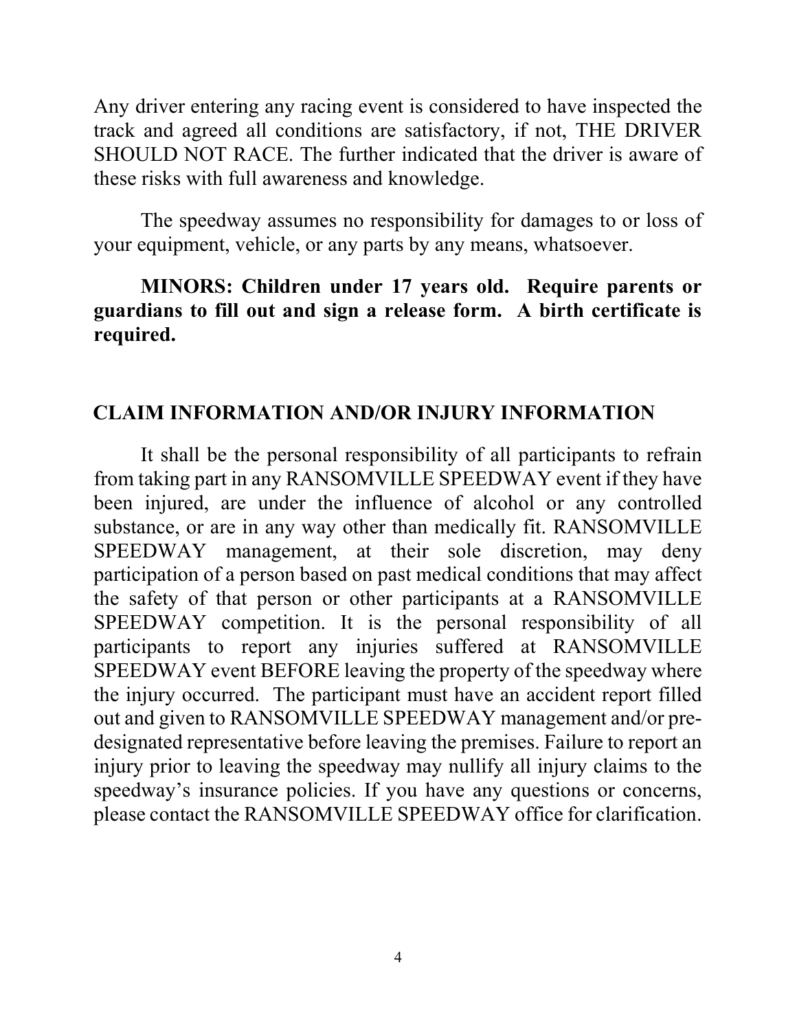Any driver entering any racing event is considered to have inspected the track and agreed all conditions are satisfactory, if not, THE DRIVER SHOULD NOT RACE. The further indicated that the driver is aware of these risks with full awareness and knowledge.

The speedway assumes no responsibility for damages to or loss of your equipment, vehicle, or any parts by any means, whatsoever.

**MINORS: Children under 17 years old. Require parents or guardians to fill out and sign a release form. A birth certificate is required.**

## CLAIM INFORMATION AND/OR INJURY INFORMATION

It shall be the personal responsibility of all participants to refrain from taking part in any RANSOMVILLE SPEEDWAY event if they have been injured, are under the influence of alcohol or any controlled substance, or are in any way other than medically fit. RANSOMVILLE SPEEDWAY management, at their sole discretion, may deny participation of a person based on past medical conditions that may affect the safety of that person or other participants at a RANSOMVILLE SPEEDWAY competition. It is the personal responsibility of all participants to report any injuries suffered at RANSOMVILLE SPEEDWAY event BEFORE leaving the property of the speedway where the injury occurred. The participant must have an accident report filled out and given to RANSOMVILLE SPEEDWAY management and/or pre-designated representative before leaving the premises. Failure to report an injury prior to leaving the speedway may nullify all injury claims to the speedway's insurance policies. If you have any questions or concerns, please contact the RANSOMVILLE SPEEDWAY office for clarification.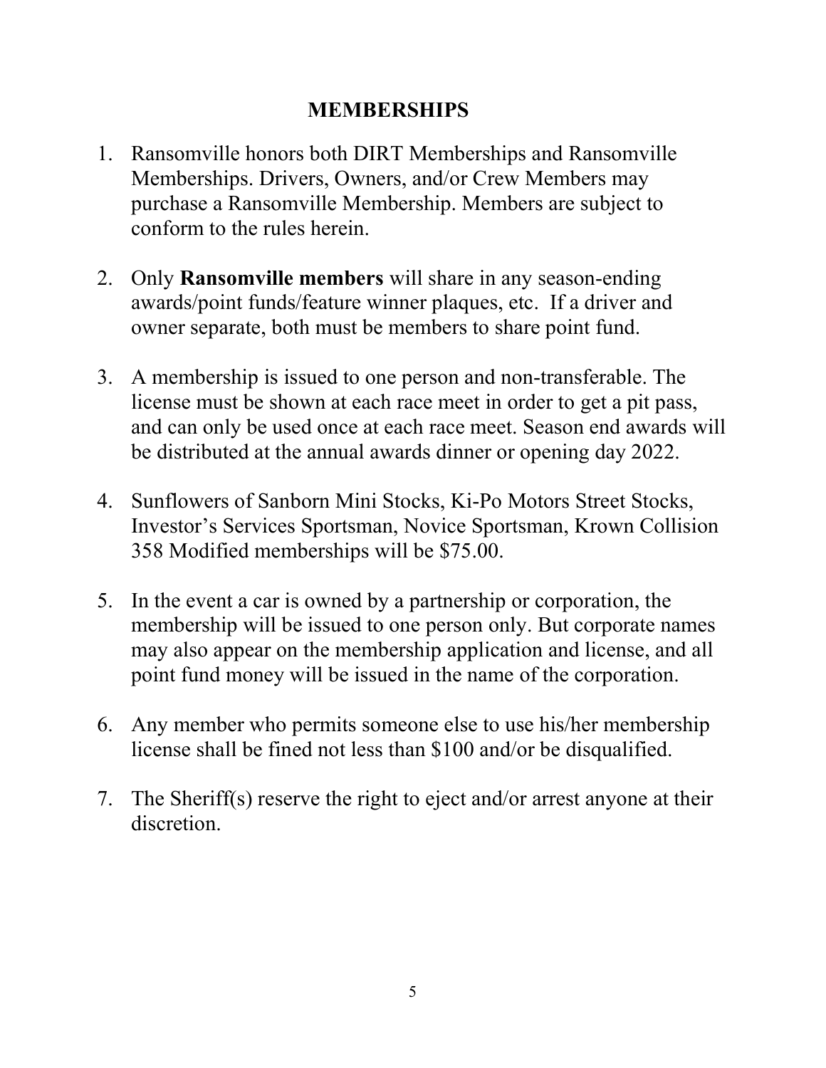# MEMBERSHIPS

1. Ransomville honors both DIRT Memberships and Ransomville Memberships. Drivers, Owners, and/or Crew Members may purchase a Ransomville Membership. Members are subject to conform to the rules herein.

2. Only **Ransomville members** will share in any season-ending awards/point funds/feature winner plaques, etc.  If a driver and owner separate, both must be members to share point fund.

3. A membership is issued to one person and non-transferable. The license must be shown at each race meet in order to get a pit pass, and can only be used once at each race meet. Season end awards will be distributed at the annual awards dinner or opening day 2022.

4. Sunflowers of Sanborn Mini Stocks, Ki-Po Motors Street Stocks, Investor's Services Sportsman, Novice Sportsman, Krown Collision 358 Modified memberships will be $75.00.

5. In the event a car is owned by a partnership or corporation, the membership will be issued to one person only. But corporate names may also appear on the membership application and license, and all point fund money will be issued in the name of the corporation.

6. Any member who permits someone else to use his/her membership license shall be fined not less than $100 and/or be disqualified.

7. The Sheriff(s) reserve the right to eject and/or arrest anyone at their discretion.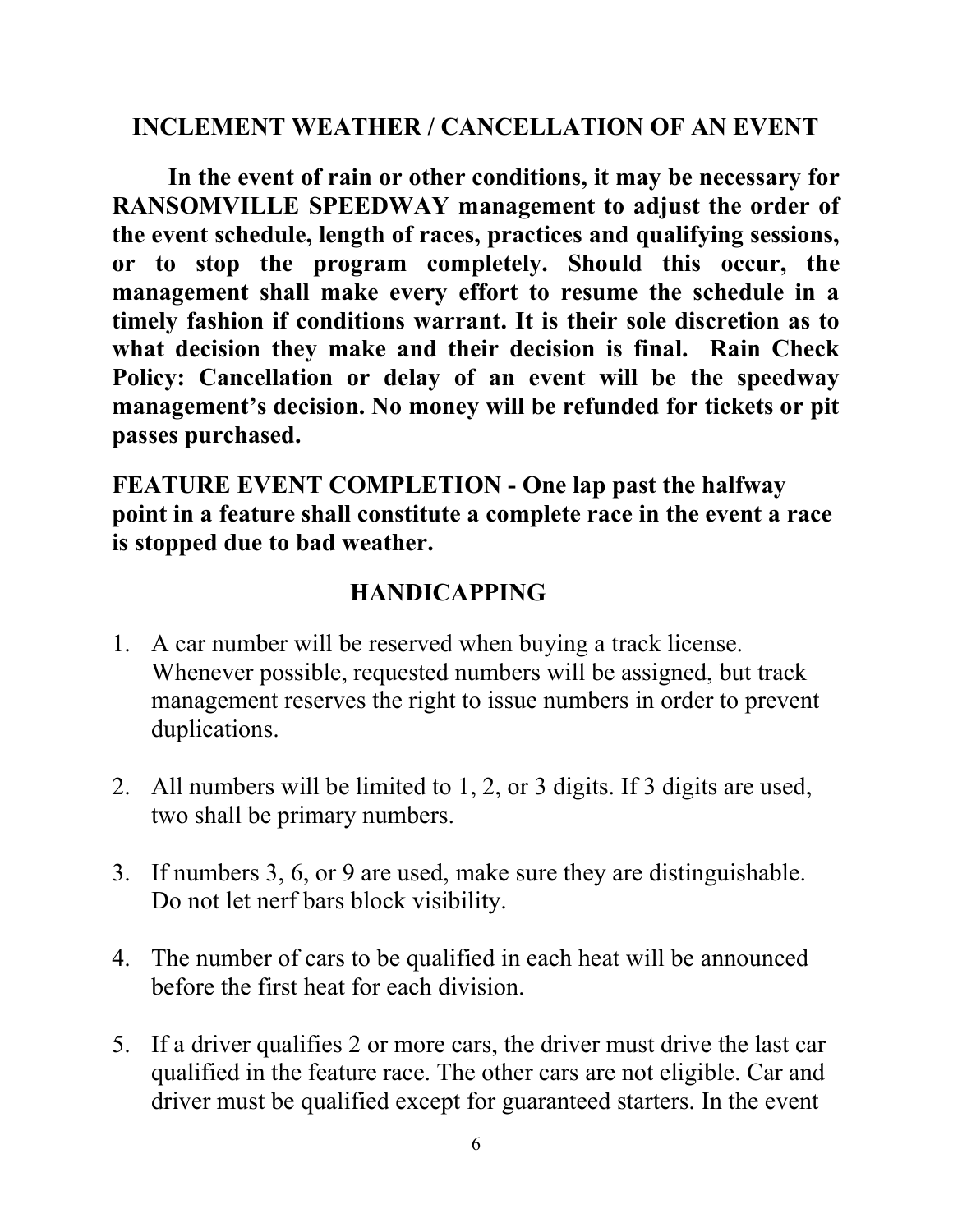## INCLEMENT WEATHER / CANCELLATION OF AN EVENT

**In the event of rain or other conditions, it may be necessary for RANSOMVILLE SPEEDWAY management to adjust the order of the event schedule, length of races, practices and qualifying sessions, or to stop the program completely. Should this occur, the management shall make every effort to resume the schedule in a timely fashion if conditions warrant. It is their sole discretion as to what decision they make and their decision is final. Rain Check Policy: Cancellation or delay of an event will be the speedway management's decision. No money will be refunded for tickets or pit passes purchased.**

**FEATURE EVENT COMPLETION - One lap past the halfway point in a feature shall constitute a complete race in the event a race is stopped due to bad weather.**

## HANDICAPPING

1. A car number will be reserved when buying a track license. Whenever possible, requested numbers will be assigned, but track management reserves the right to issue numbers in order to prevent duplications.

2. All numbers will be limited to 1, 2, or 3 digits. If 3 digits are used, two shall be primary numbers.

3. If numbers 3, 6, or 9 are used, make sure they are distinguishable. Do not let nerf bars block visibility.

4. The number of cars to be qualified in each heat will be announced before the first heat for each division.

5. If a driver qualifies 2 or more cars, the driver must drive the last car qualified in the feature race. The other cars are not eligible. Car and driver must be qualified except for guaranteed starters. In the event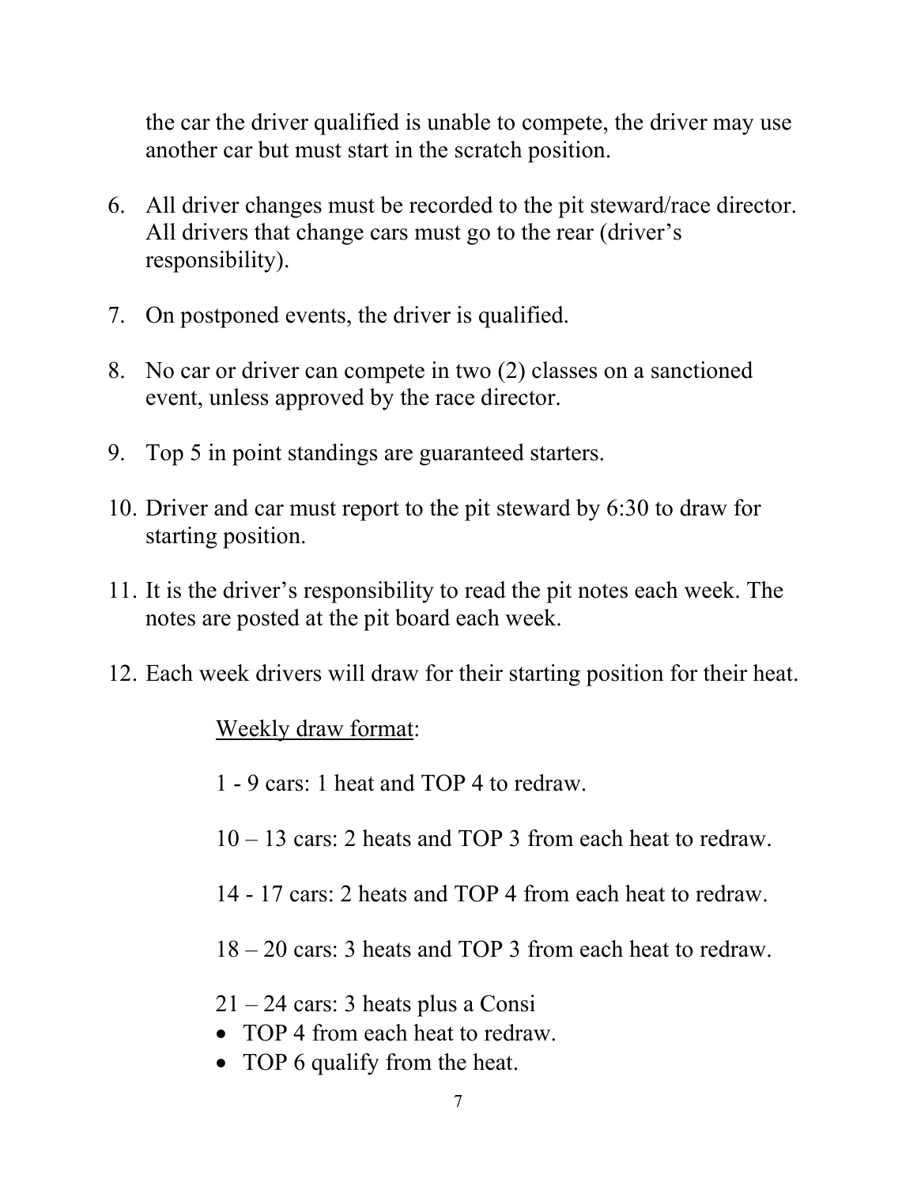the car the driver qualified is unable to compete, the driver may use another car but must start in the scratch position.

6. All driver changes must be recorded to the pit steward/race director. All drivers that change cars must go to the rear (driver's responsibility).

7. On postponed events, the driver is qualified.

8. No car or driver can compete in two (2) classes on a sanctioned event, unless approved by the race director.

9. Top 5 in point standings are guaranteed starters.

10. Driver and car must report to the pit steward by 6:30 to draw for starting position.

11. It is the driver's responsibility to read the pit notes each week. The notes are posted at the pit board each week.

12. Each week drivers will draw for their starting position for their heat.

    Weekly draw format:

    1 - 9 cars: 1 heat and TOP 4 to redraw.

    10 – 13 cars: 2 heats and TOP 3 from each heat to redraw.

    14 - 17 cars: 2 heats and TOP 4 from each heat to redraw.

    18 – 20 cars: 3 heats and TOP 3 from each heat to redraw.

    21 – 24 cars: 3 heats plus a Consi
    - TOP 4 from each heat to redraw.
    - TOP 6 qualify from the heat.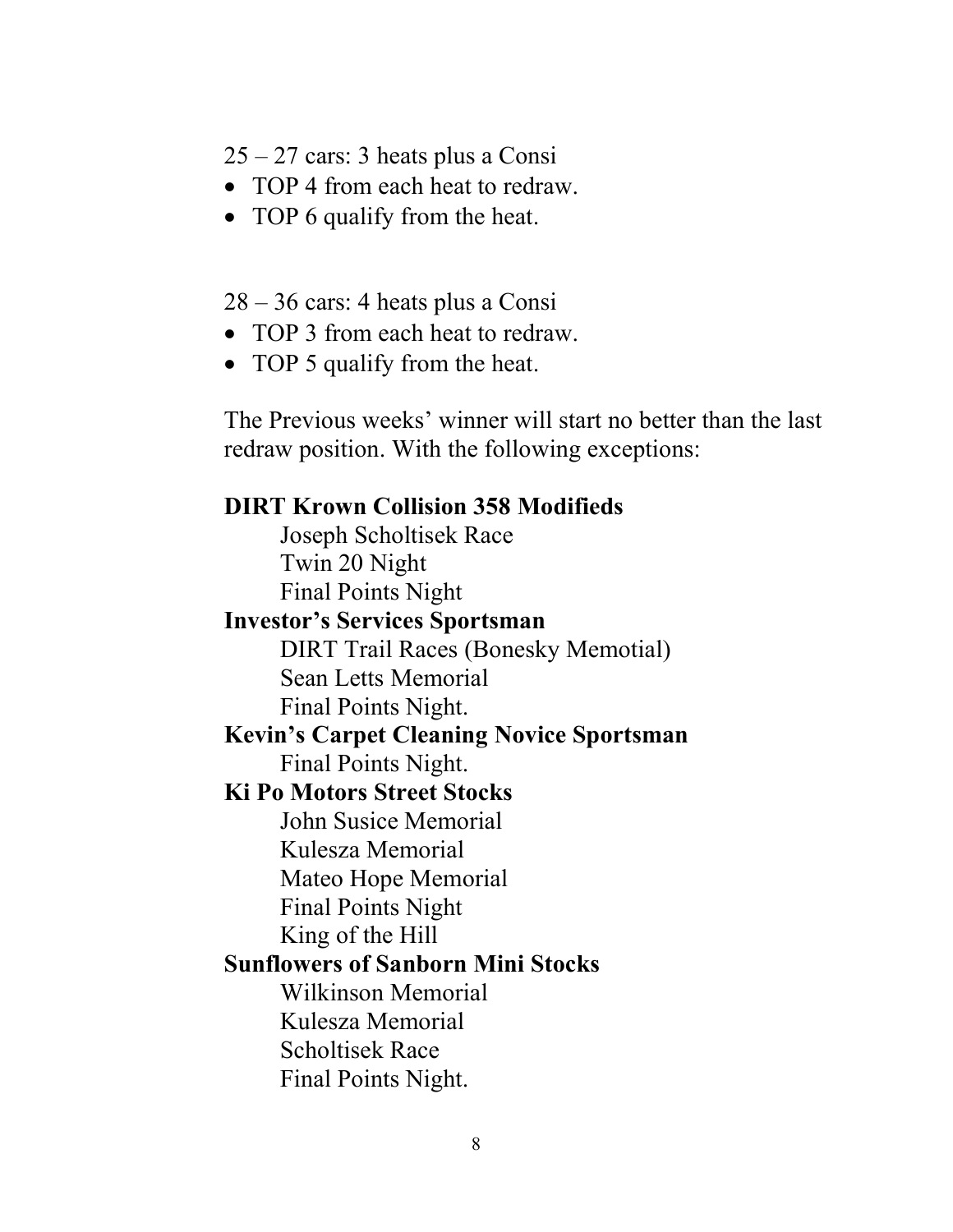25 – 27 cars: 3 heats plus a Consi

- TOP 4 from each heat to redraw.
- TOP 6 qualify from the heat.

28 – 36 cars: 4 heats plus a Consi

- TOP 3 from each heat to redraw.
- TOP 5 qualify from the heat.

The Previous weeks' winner will start no better than the last redraw position. With the following exceptions:

**DIRT Krown Collision 358 Modifieds**

- Joseph Scholtisek Race
- Twin 20 Night
- Final Points Night

**Investor's Services Sportsman**

- DIRT Trail Races (Bonesky Memotial)
- Sean Letts Memorial
- Final Points Night.

**Kevin's Carpet Cleaning Novice Sportsman**

- Final Points Night.

**Ki Po Motors Street Stocks**

- John Susice Memorial
- Kulesza Memorial
- Mateo Hope Memorial
- Final Points Night
- King of the Hill

**Sunflowers of Sanborn Mini Stocks**

- Wilkinson Memorial
- Kulesza Memorial
- Scholtisek Race
- Final Points Night.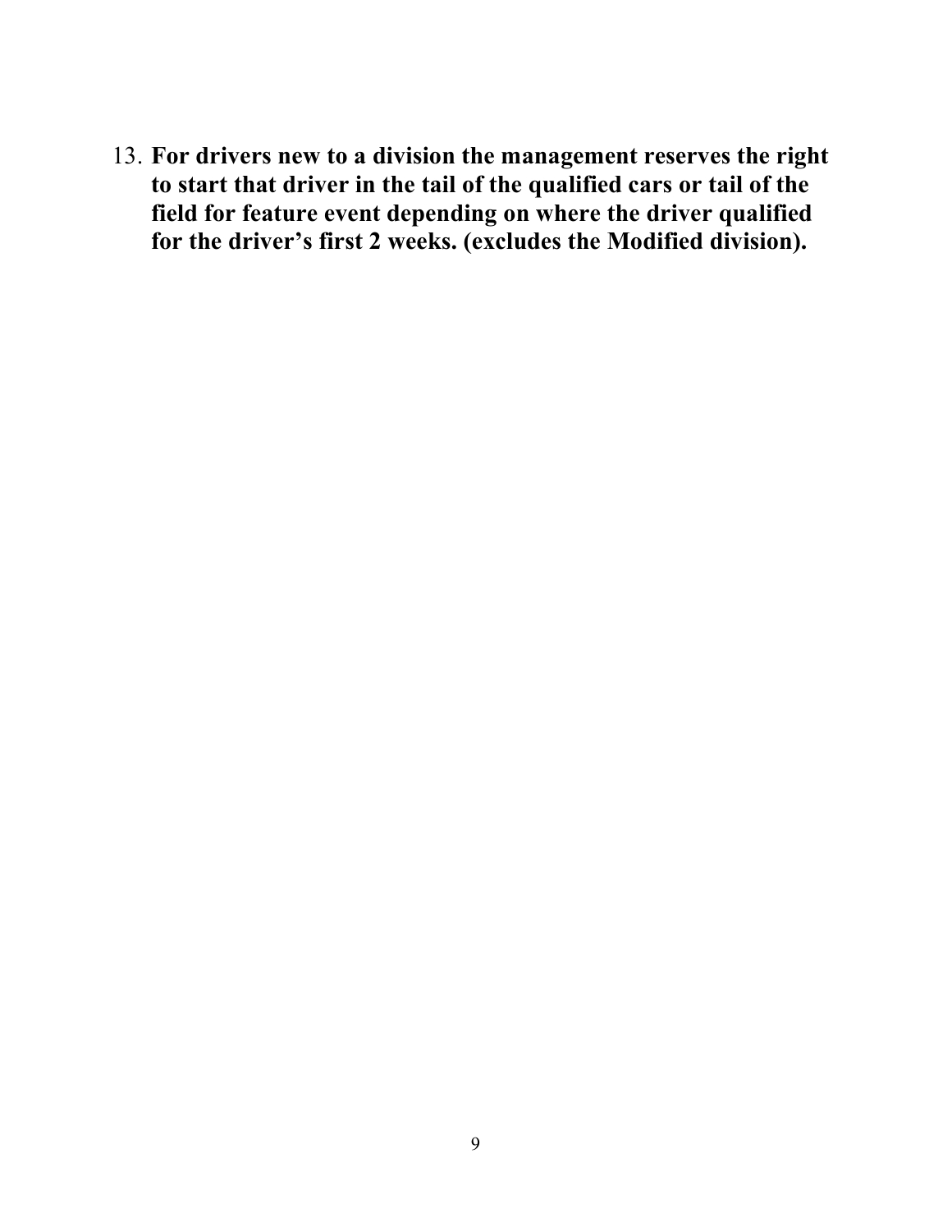13. **For drivers new to a division the management reserves the right to start that driver in the tail of the qualified cars or tail of the field for feature event depending on where the driver qualified for the driver's first 2 weeks. (excludes the Modified division).**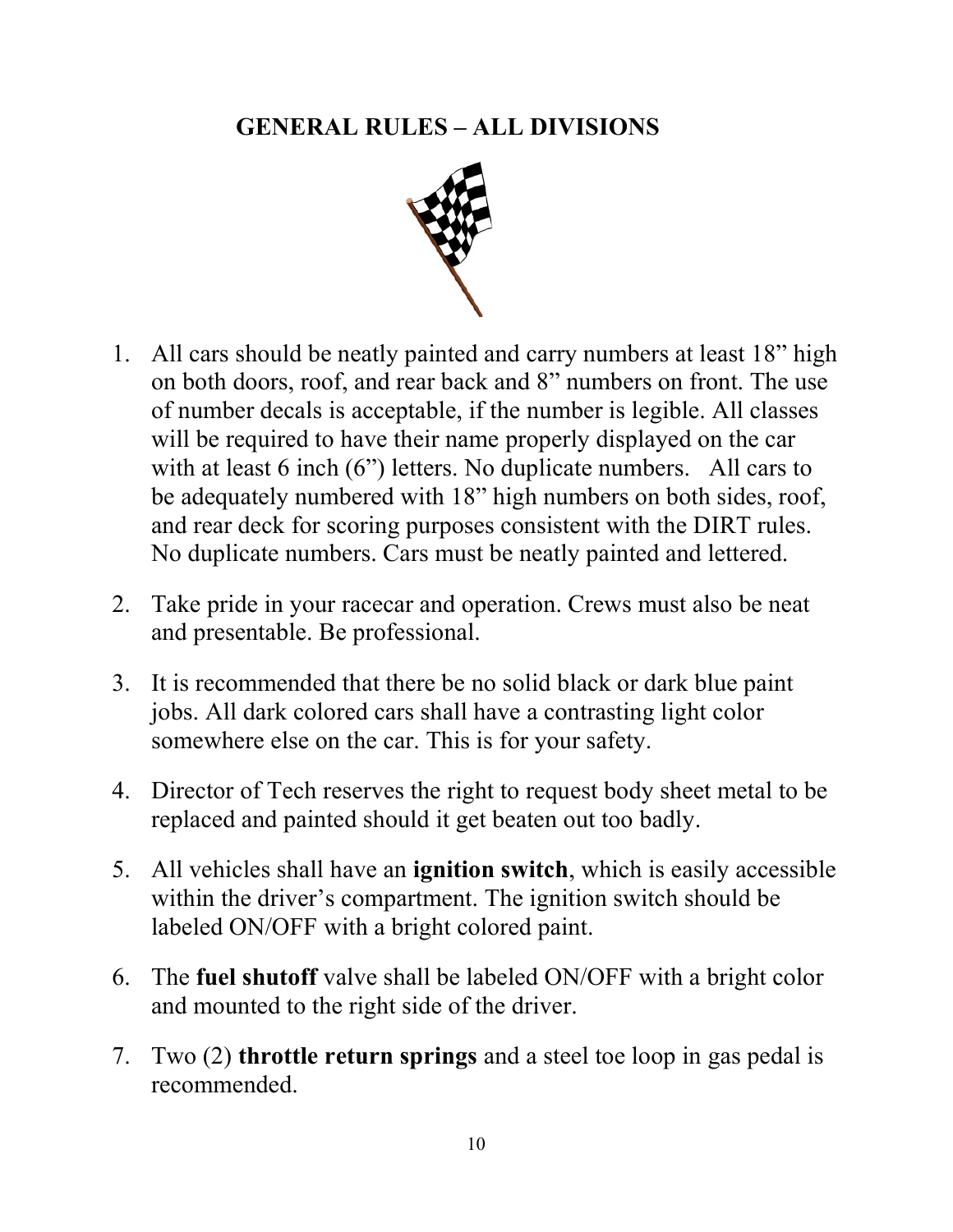# GENERAL RULES – ALL DIVISIONS

1. All cars should be neatly painted and carry numbers at least 18" high on both doors, roof, and rear back and 8" numbers on front. The use of number decals is acceptable, if the number is legible. All classes will be required to have their name properly displayed on the car with at least 6 inch (6") letters. No duplicate numbers. All cars to be adequately numbered with 18" high numbers on both sides, roof, and rear deck for scoring purposes consistent with the DIRT rules. No duplicate numbers. Cars must be neatly painted and lettered.
2. Take pride in your racecar and operation. Crews must also be neat and presentable. Be professional.
3. It is recommended that there be no solid black or dark blue paint jobs. All dark colored cars shall have a contrasting light color somewhere else on the car. This is for your safety.
4. Director of Tech reserves the right to request body sheet metal to be replaced and painted should it get beaten out too badly.
5. All vehicles shall have an **ignition switch**, which is easily accessible within the driver's compartment. The ignition switch should be labeled ON/OFF with a bright colored paint.
6. The **fuel shutoff** valve shall be labeled ON/OFF with a bright color and mounted to the right side of the driver.
7. Two (2) **throttle return springs** and a steel toe loop in gas pedal is recommended.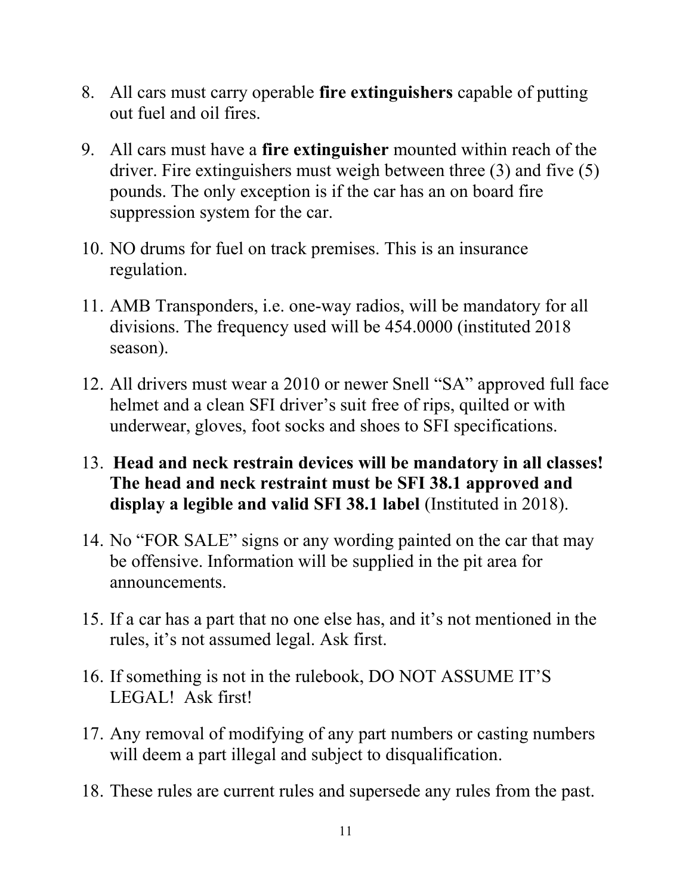8. All cars must carry operable **fire extinguishers** capable of putting out fuel and oil fires.

9. All cars must have a **fire extinguisher** mounted within reach of the driver. Fire extinguishers must weigh between three (3) and five (5) pounds. The only exception is if the car has an on board fire suppression system for the car.

10. NO drums for fuel on track premises. This is an insurance regulation.

11. AMB Transponders, i.e. one-way radios, will be mandatory for all divisions. The frequency used will be 454.0000 (instituted 2018 season).

12. All drivers must wear a 2010 or newer Snell "SA" approved full face helmet and a clean SFI driver's suit free of rips, quilted or with underwear, gloves, foot socks and shoes to SFI specifications.

13. **Head and neck restrain devices will be mandatory in all classes! The head and neck restraint must be SFI 38.1 approved and display a legible and valid SFI 38.1 label** (Instituted in 2018).

14. No "FOR SALE" signs or any wording painted on the car that may be offensive. Information will be supplied in the pit area for announcements.

15. If a car has a part that no one else has, and it's not mentioned in the rules, it's not assumed legal. Ask first.

16. If something is not in the rulebook, DO NOT ASSUME IT'S LEGAL! Ask first!

17. Any removal of modifying of any part numbers or casting numbers will deem a part illegal and subject to disqualification.

18. These rules are current rules and supersede any rules from the past.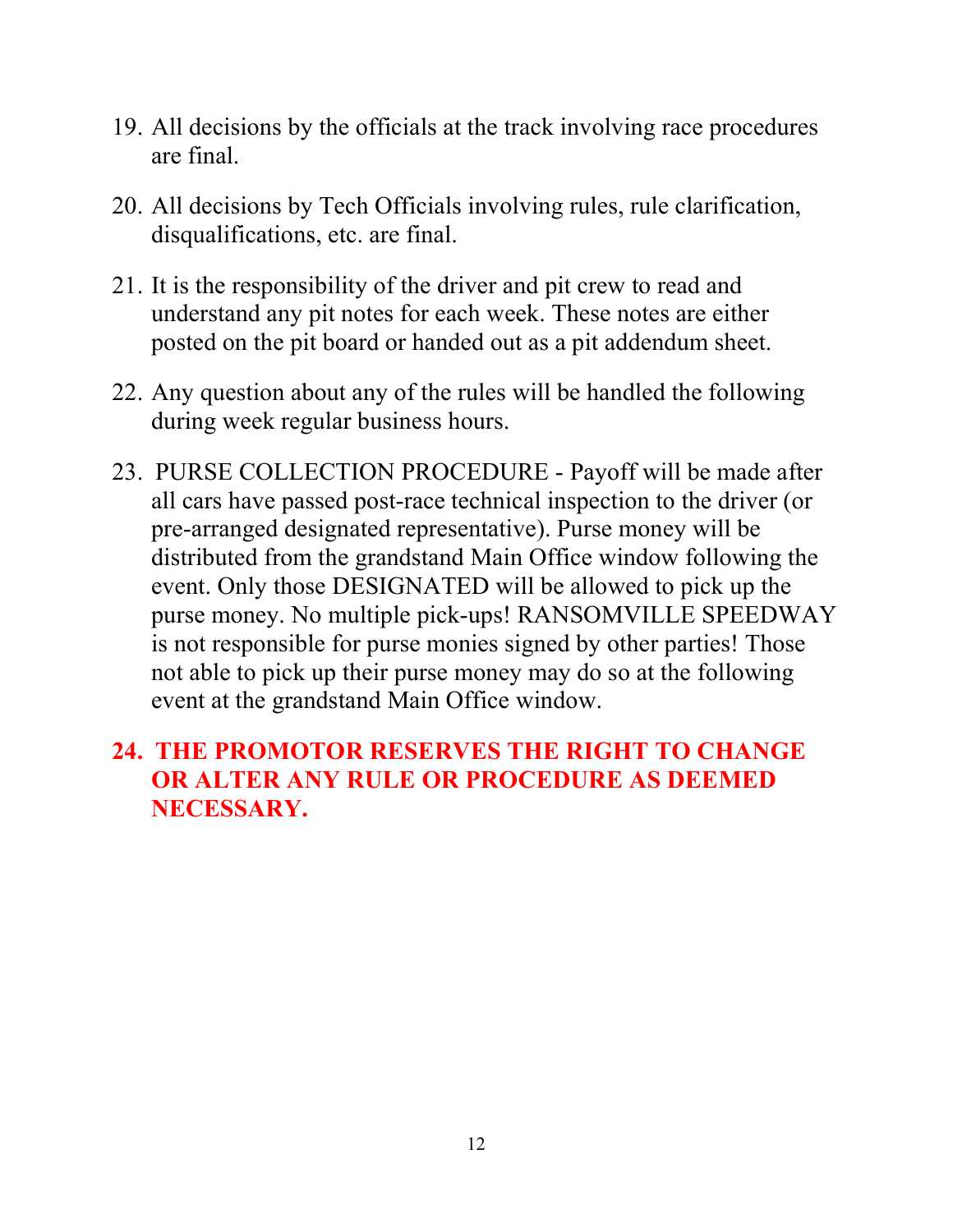19. All decisions by the officials at the track involving race procedures are final.

20. All decisions by Tech Officials involving rules, rule clarification, disqualifications, etc. are final.

21. It is the responsibility of the driver and pit crew to read and understand any pit notes for each week. These notes are either posted on the pit board or handed out as a pit addendum sheet.

22. Any question about any of the rules will be handled the following during week regular business hours.

23. PURSE COLLECTION PROCEDURE - Payoff will be made after all cars have passed post-race technical inspection to the driver (or pre-arranged designated representative). Purse money will be distributed from the grandstand Main Office window following the event. Only those DESIGNATED will be allowed to pick up the purse money. No multiple pick-ups! RANSOMVILLE SPEEDWAY is not responsible for purse monies signed by other parties! Those not able to pick up their purse money may do so at the following event at the grandstand Main Office window.

24. **THE PROMOTOR RESERVES THE RIGHT TO CHANGE OR ALTER ANY RULE OR PROCEDURE AS DEEMED NECESSARY.**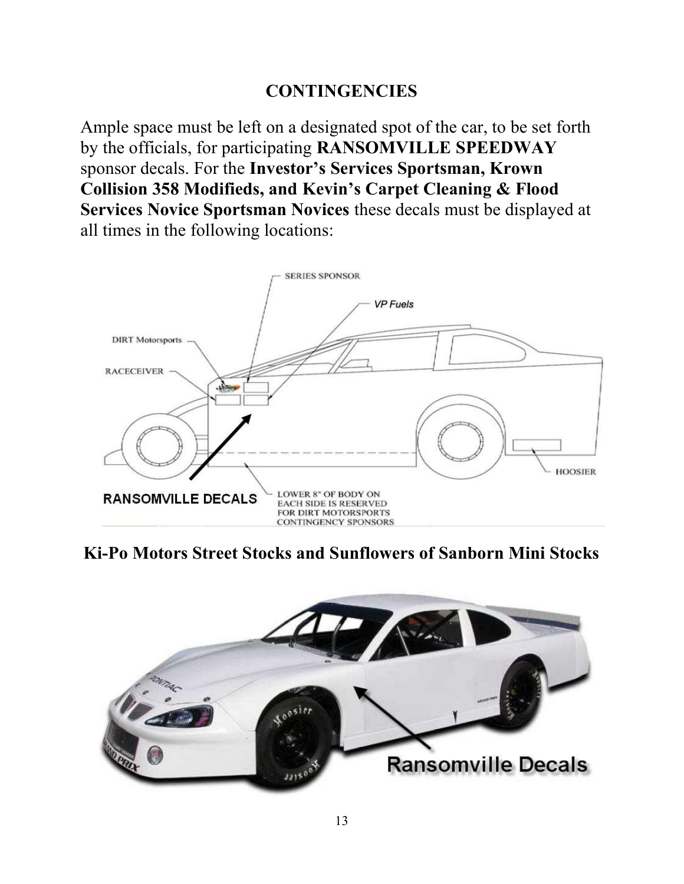## CONTINGENCIES

Ample space must be left on a designated spot of the car, to be set forth by the officials, for participating **RANSOMVILLE SPEEDWAY** sponsor decals. For the **Investor's Services Sportsman, Krown Collision 358 Modifieds, and Kevin's Carpet Cleaning & Flood Services Novice Sportsman Novices** these decals must be displayed at all times in the following locations:

SERIES SPONSOR

VP Fuels

DIRT Motorsports

RACECEIVER

HOOSIER

RANSOMVILLE DECALS

LOWER 8" OF BODY ON EACH SIDE IS RESERVED FOR DIRT MOTORSPORTS CONTINGENCY SPONSORS

**Ki-Po Motors Street Stocks and Sunflowers of Sanborn Mini Stocks**

Ransomville Decals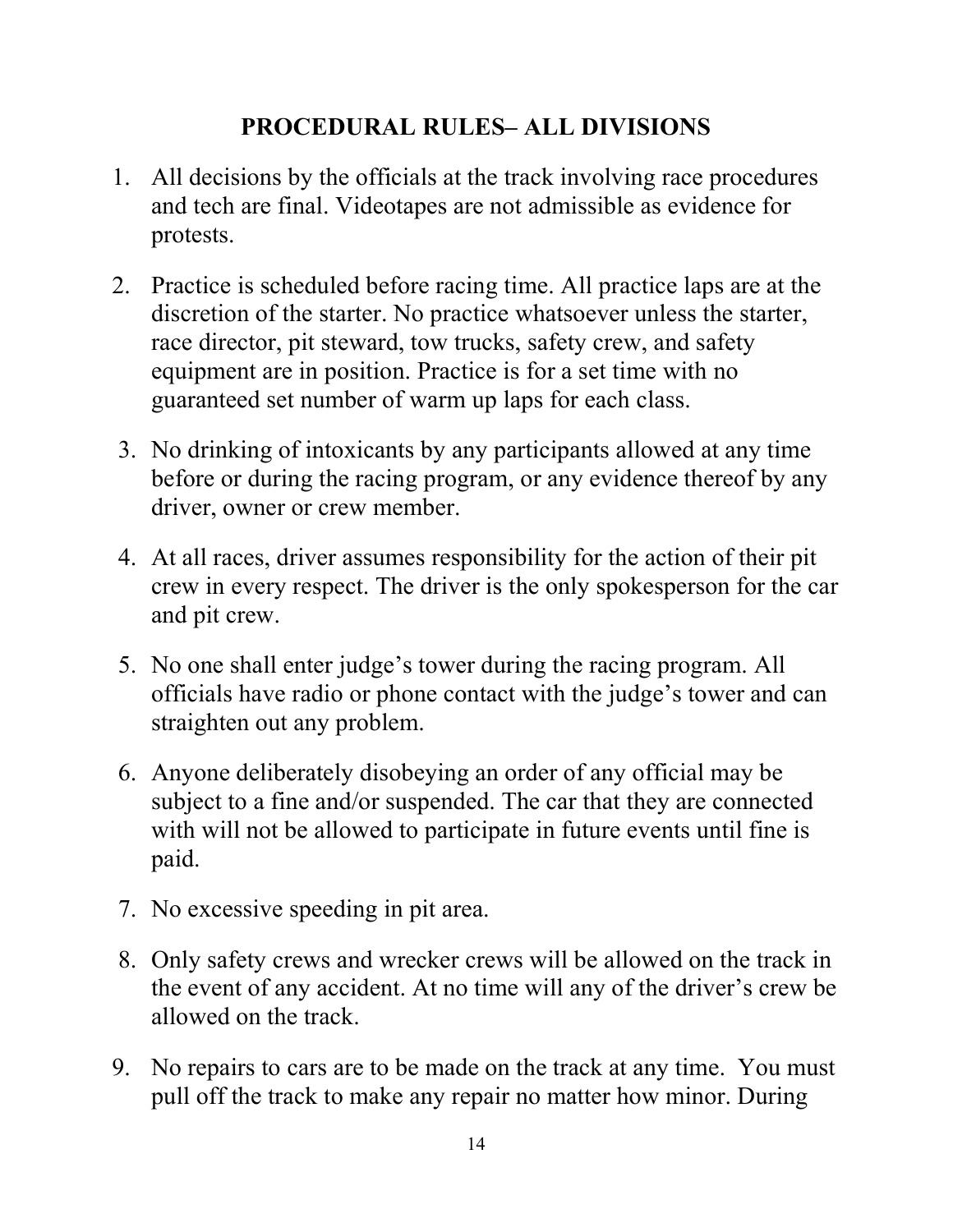## PROCEDURAL RULES– ALL DIVISIONS

1. All decisions by the officials at the track involving race procedures and tech are final. Videotapes are not admissible as evidence for protests.
2. Practice is scheduled before racing time. All practice laps are at the discretion of the starter. No practice whatsoever unless the starter, race director, pit steward, tow trucks, safety crew, and safety equipment are in position. Practice is for a set time with no guaranteed set number of warm up laps for each class.
3. No drinking of intoxicants by any participants allowed at any time before or during the racing program, or any evidence thereof by any driver, owner or crew member.
4. At all races, driver assumes responsibility for the action of their pit crew in every respect. The driver is the only spokesperson for the car and pit crew.
5. No one shall enter judge's tower during the racing program. All officials have radio or phone contact with the judge's tower and can straighten out any problem.
6. Anyone deliberately disobeying an order of any official may be subject to a fine and/or suspended. The car that they are connected with will not be allowed to participate in future events until fine is paid.
7. No excessive speeding in pit area.
8. Only safety crews and wrecker crews will be allowed on the track in the event of any accident. At no time will any of the driver's crew be allowed on the track.
9. No repairs to cars are to be made on the track at any time. You must pull off the track to make any repair no matter how minor. During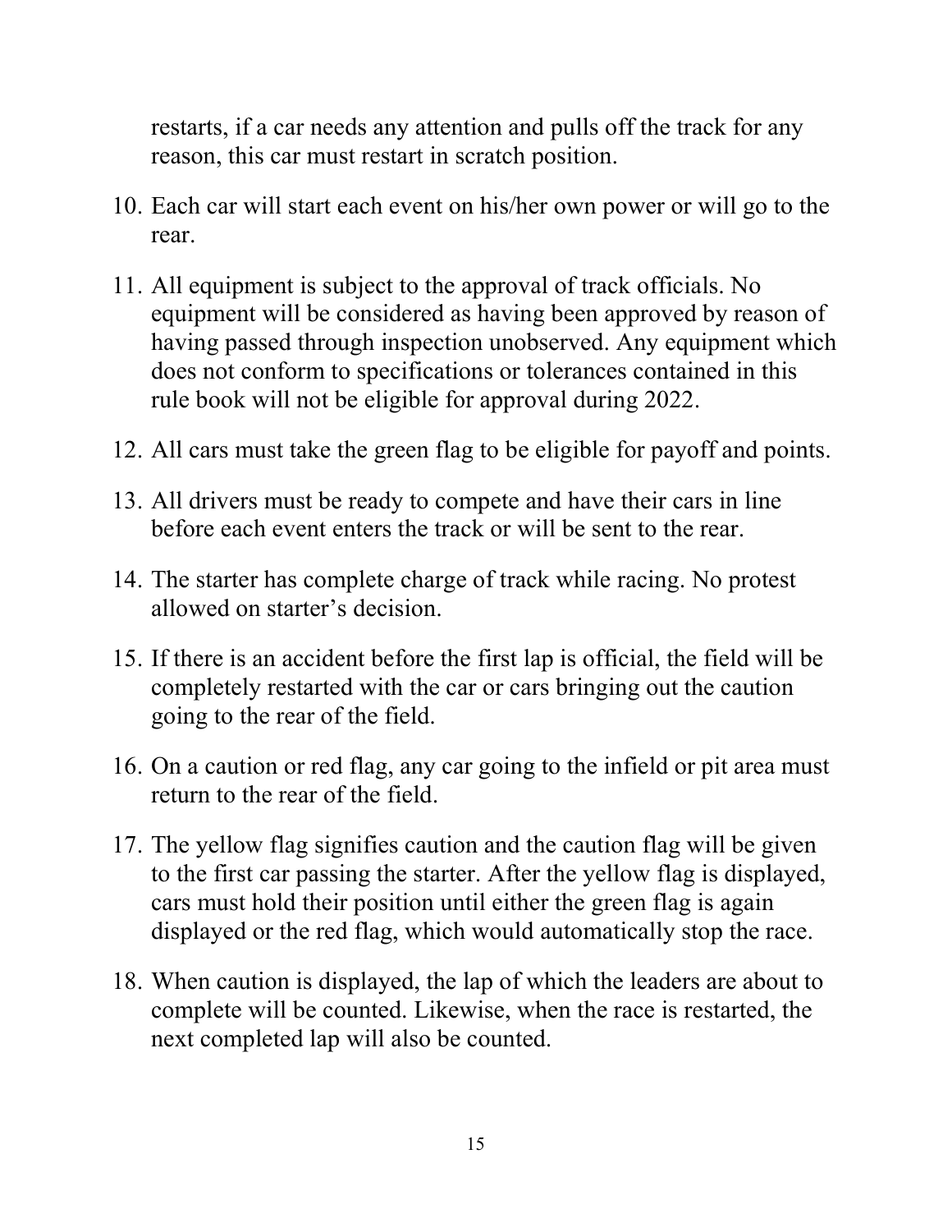restarts, if a car needs any attention and pulls off the track for any reason, this car must restart in scratch position.

10. Each car will start each event on his/her own power or will go to the rear.

11. All equipment is subject to the approval of track officials. No equipment will be considered as having been approved by reason of having passed through inspection unobserved. Any equipment which does not conform to specifications or tolerances contained in this rule book will not be eligible for approval during 2022.

12. All cars must take the green flag to be eligible for payoff and points.

13. All drivers must be ready to compete and have their cars in line before each event enters the track or will be sent to the rear.

14. The starter has complete charge of track while racing. No protest allowed on starter's decision.

15. If there is an accident before the first lap is official, the field will be completely restarted with the car or cars bringing out the caution going to the rear of the field.

16. On a caution or red flag, any car going to the infield or pit area must return to the rear of the field.

17. The yellow flag signifies caution and the caution flag will be given to the first car passing the starter. After the yellow flag is displayed, cars must hold their position until either the green flag is again displayed or the red flag, which would automatically stop the race.

18. When caution is displayed, the lap of which the leaders are about to complete will be counted. Likewise, when the race is restarted, the next completed lap will also be counted.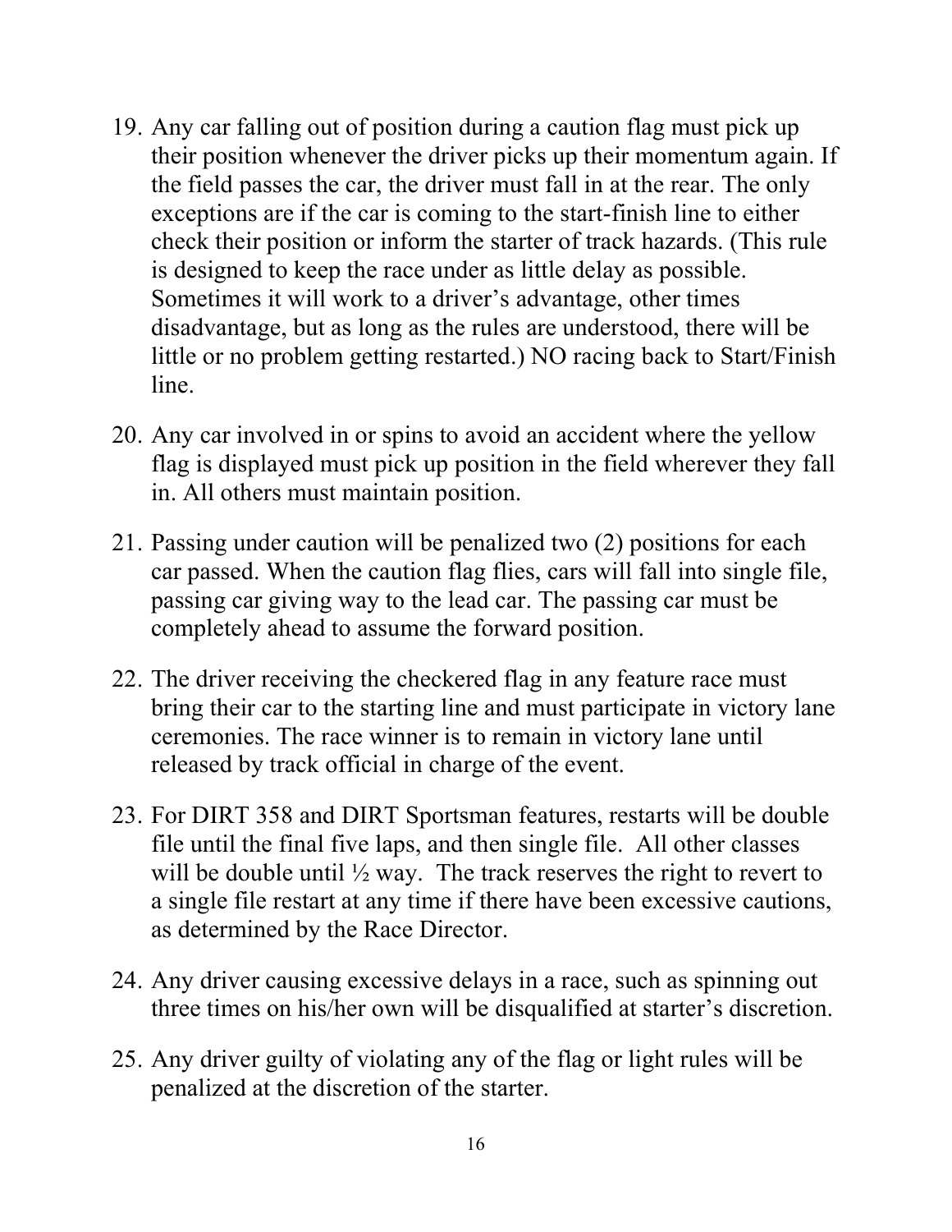19. Any car falling out of position during a caution flag must pick up their position whenever the driver picks up their momentum again. If the field passes the car, the driver must fall in at the rear. The only exceptions are if the car is coming to the start-finish line to either check their position or inform the starter of track hazards. (This rule is designed to keep the race under as little delay as possible. Sometimes it will work to a driver's advantage, other times disadvantage, but as long as the rules are understood, there will be little or no problem getting restarted.) NO racing back to Start/Finish line.

20. Any car involved in or spins to avoid an accident where the yellow flag is displayed must pick up position in the field wherever they fall in. All others must maintain position.

21. Passing under caution will be penalized two (2) positions for each car passed. When the caution flag flies, cars will fall into single file, passing car giving way to the lead car. The passing car must be completely ahead to assume the forward position.

22. The driver receiving the checkered flag in any feature race must bring their car to the starting line and must participate in victory lane ceremonies. The race winner is to remain in victory lane until released by track official in charge of the event.

23. For DIRT 358 and DIRT Sportsman features, restarts will be double file until the final five laps, and then single file. All other classes will be double until ½ way. The track reserves the right to revert to a single file restart at any time if there have been excessive cautions, as determined by the Race Director.

24. Any driver causing excessive delays in a race, such as spinning out three times on his/her own will be disqualified at starter's discretion.

25. Any driver guilty of violating any of the flag or light rules will be penalized at the discretion of the starter.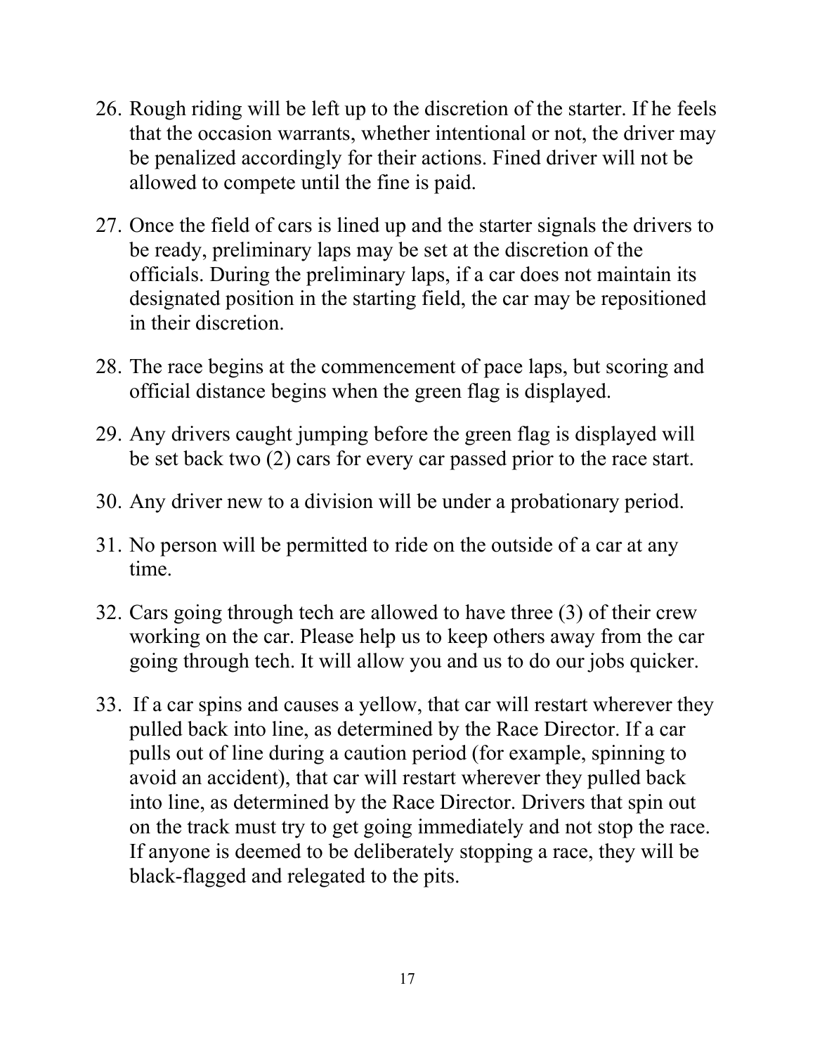26. Rough riding will be left up to the discretion of the starter. If he feels that the occasion warrants, whether intentional or not, the driver may be penalized accordingly for their actions. Fined driver will not be allowed to compete until the fine is paid.

27. Once the field of cars is lined up and the starter signals the drivers to be ready, preliminary laps may be set at the discretion of the officials. During the preliminary laps, if a car does not maintain its designated position in the starting field, the car may be repositioned in their discretion.

28. The race begins at the commencement of pace laps, but scoring and official distance begins when the green flag is displayed.

29. Any drivers caught jumping before the green flag is displayed will be set back two (2) cars for every car passed prior to the race start.

30. Any driver new to a division will be under a probationary period.

31. No person will be permitted to ride on the outside of a car at any time.

32. Cars going through tech are allowed to have three (3) of their crew working on the car. Please help us to keep others away from the car going through tech. It will allow you and us to do our jobs quicker.

33. If a car spins and causes a yellow, that car will restart wherever they pulled back into line, as determined by the Race Director. If a car pulls out of line during a caution period (for example, spinning to avoid an accident), that car will restart wherever they pulled back into line, as determined by the Race Director. Drivers that spin out on the track must try to get going immediately and not stop the race. If anyone is deemed to be deliberately stopping a race, they will be black-flagged and relegated to the pits.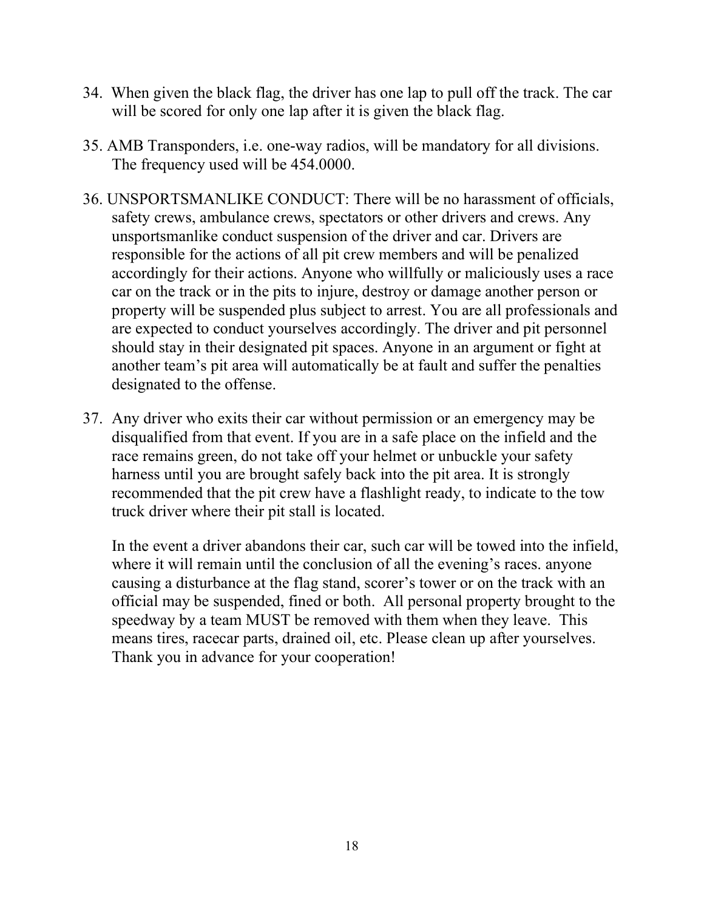34. When given the black flag, the driver has one lap to pull off the track. The car will be scored for only one lap after it is given the black flag.

35. AMB Transponders, i.e. one-way radios, will be mandatory for all divisions. The frequency used will be 454.0000.

36. UNSPORTSMANLIKE CONDUCT: There will be no harassment of officials, safety crews, ambulance crews, spectators or other drivers and crews. Any unsportsmanlike conduct suspension of the driver and car. Drivers are responsible for the actions of all pit crew members and will be penalized accordingly for their actions. Anyone who willfully or maliciously uses a race car on the track or in the pits to injure, destroy or damage another person or property will be suspended plus subject to arrest. You are all professionals and are expected to conduct yourselves accordingly. The driver and pit personnel should stay in their designated pit spaces. Anyone in an argument or fight at another team's pit area will automatically be at fault and suffer the penalties designated to the offense.

37. Any driver who exits their car without permission or an emergency may be disqualified from that event. If you are in a safe place on the infield and the race remains green, do not take off your helmet or unbuckle your safety harness until you are brought safely back into the pit area. It is strongly recommended that the pit crew have a flashlight ready, to indicate to the tow truck driver where their pit stall is located.

    In the event a driver abandons their car, such car will be towed into the infield, where it will remain until the conclusion of all the evening's races. anyone causing a disturbance at the flag stand, scorer's tower or on the track with an official may be suspended, fined or both. All personal property brought to the speedway by a team MUST be removed with them when they leave. This means tires, racecar parts, drained oil, etc. Please clean up after yourselves. Thank you in advance for your cooperation!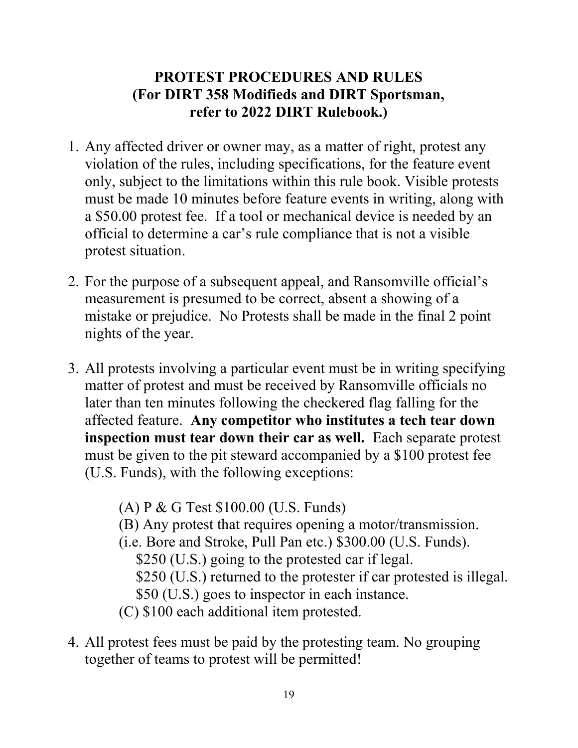# PROTEST PROCEDURES AND RULES (For DIRT 358 Modifieds and DIRT Sportsman, refer to 2022 DIRT Rulebook.)

1. Any affected driver or owner may, as a matter of right, protest any violation of the rules, including specifications, for the feature event only, subject to the limitations within this rule book. Visible protests must be made 10 minutes before feature events in writing, along with a $50.00 protest fee. If a tool or mechanical device is needed by an official to determine a car's rule compliance that is not a visible protest situation.

2. For the purpose of a subsequent appeal, and Ransomville official's measurement is presumed to be correct, absent a showing of a mistake or prejudice. No Protests shall be made in the final 2 point nights of the year.

3. All protests involving a particular event must be in writing specifying matter of protest and must be received by Ransomville officials no later than ten minutes following the checkered flag falling for the affected feature. **Any competitor who institutes a tech tear down inspection must tear down their car as well.** Each separate protest must be given to the pit steward accompanied by a $100 protest fee (U.S. Funds), with the following exceptions:

   (A) P & G Test $100.00 (U.S. Funds)
   (B) Any protest that requires opening a motor/transmission.
   (i.e. Bore and Stroke, Pull Pan etc.) $300.00 (U.S. Funds).
   $250 (U.S.) going to the protested car if legal.
   $250 (U.S.) returned to the protester if car protested is illegal.
   $50 (U.S.) goes to inspector in each instance.
   (C) $100 each additional item protested.

4. All protest fees must be paid by the protesting team. No grouping together of teams to protest will be permitted!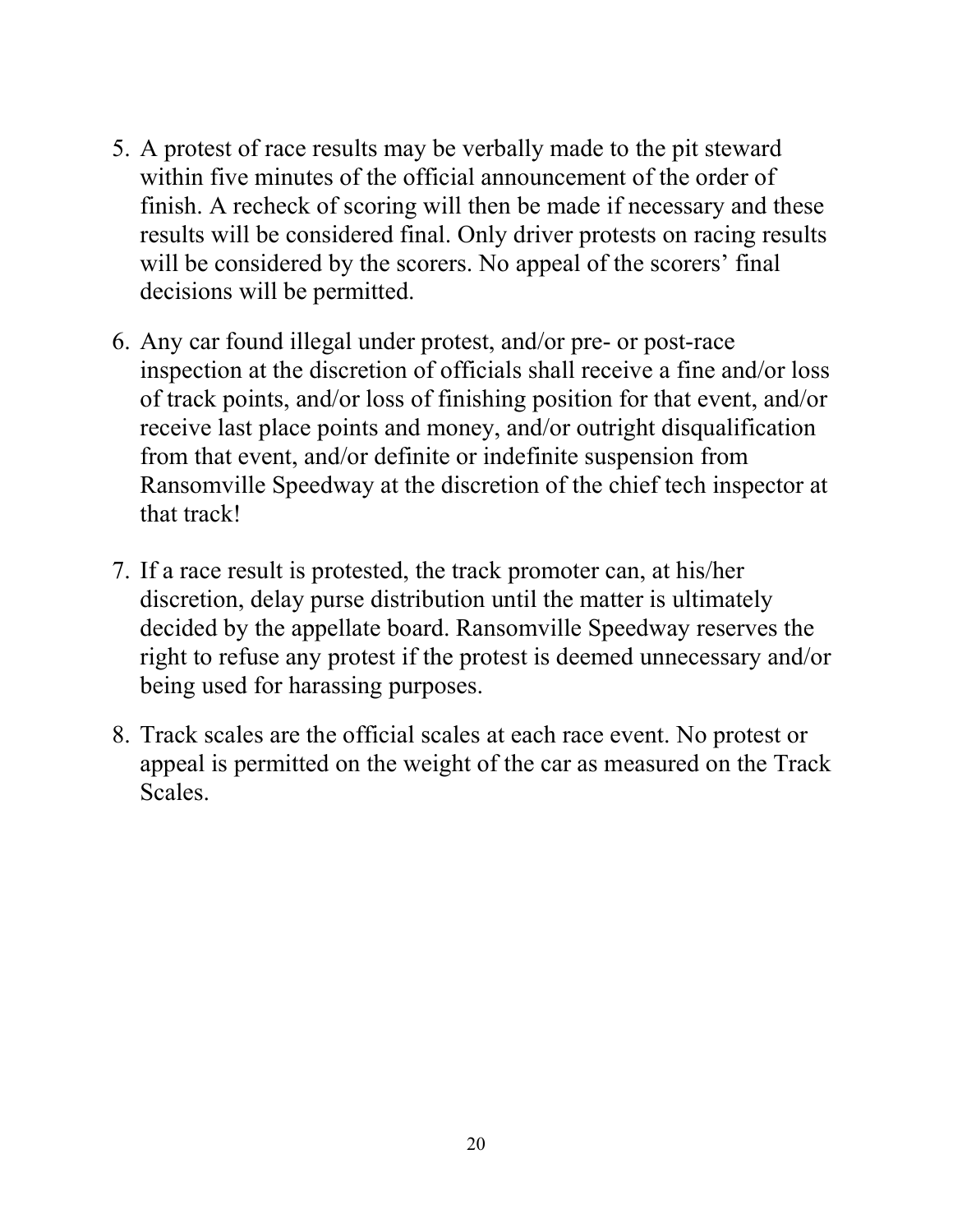5. A protest of race results may be verbally made to the pit steward within five minutes of the official announcement of the order of finish. A recheck of scoring will then be made if necessary and these results will be considered final. Only driver protests on racing results will be considered by the scorers. No appeal of the scorers' final decisions will be permitted.

6. Any car found illegal under protest, and/or pre- or post-race inspection at the discretion of officials shall receive a fine and/or loss of track points, and/or loss of finishing position for that event, and/or receive last place points and money, and/or outright disqualification from that event, and/or definite or indefinite suspension from Ransomville Speedway at the discretion of the chief tech inspector at that track!

7. If a race result is protested, the track promoter can, at his/her discretion, delay purse distribution until the matter is ultimately decided by the appellate board. Ransomville Speedway reserves the right to refuse any protest if the protest is deemed unnecessary and/or being used for harassing purposes.

8. Track scales are the official scales at each race event. No protest or appeal is permitted on the weight of the car as measured on the Track Scales.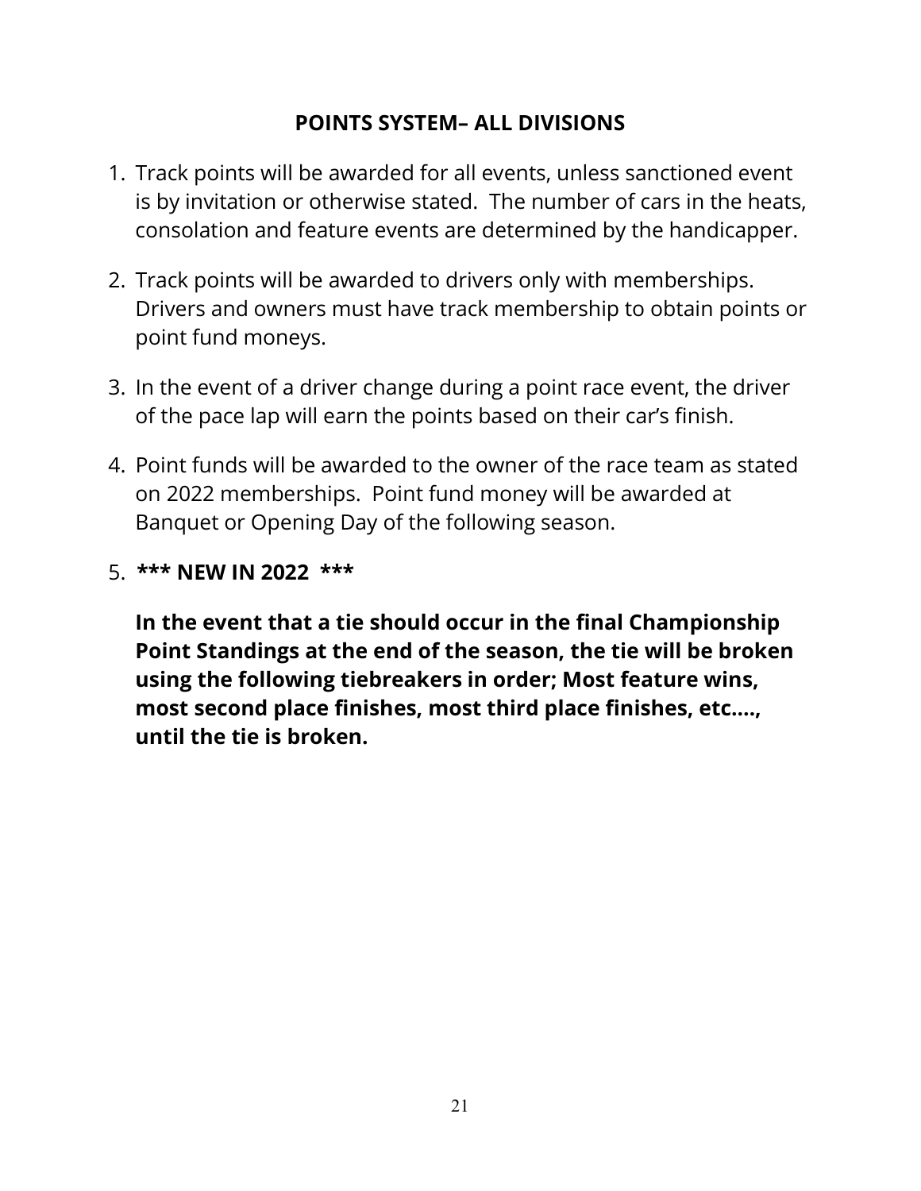## POINTS SYSTEM– ALL DIVISIONS

1. Track points will be awarded for all events, unless sanctioned event is by invitation or otherwise stated. The number of cars in the heats, consolation and feature events are determined by the handicapper.

2. Track points will be awarded to drivers only with memberships. Drivers and owners must have track membership to obtain points or point fund moneys.

3. In the event of a driver change during a point race event, the driver of the pace lap will earn the points based on their car's finish.

4. Point funds will be awarded to the owner of the race team as stated on 2022 memberships. Point fund money will be awarded at Banquet or Opening Day of the following season.

5. **\*\*\* NEW IN 2022 \*\*\***

   **In the event that a tie should occur in the final Championship Point Standings at the end of the season, the tie will be broken using the following tiebreakers in order; Most feature wins, most second place finishes, most third place finishes, etc…., until the tie is broken.**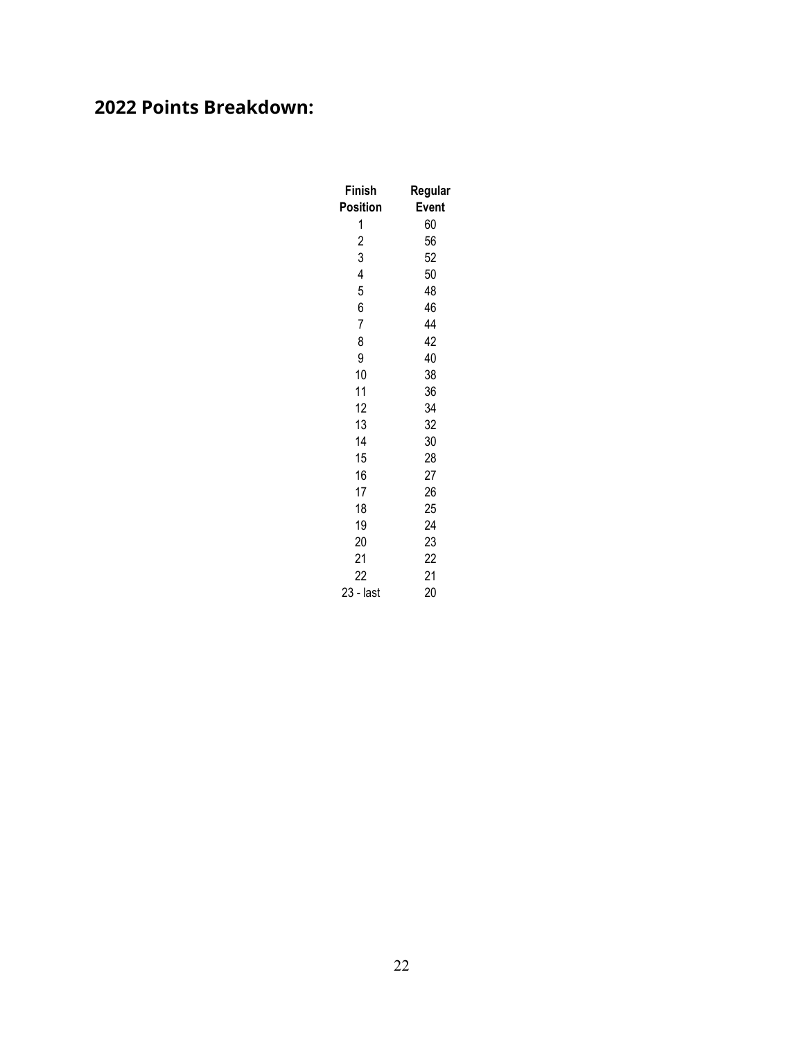## 2022 Points Breakdown:

| Finish Position | Regular Event |
|---|---|
| 1 | 60 |
| 2 | 56 |
| 3 | 52 |
| 4 | 50 |
| 5 | 48 |
| 6 | 46 |
| 7 | 44 |
| 8 | 42 |
| 9 | 40 |
| 10 | 38 |
| 11 | 36 |
| 12 | 34 |
| 13 | 32 |
| 14 | 30 |
| 15 | 28 |
| 16 | 27 |
| 17 | 26 |
| 18 | 25 |
| 19 | 24 |
| 20 | 23 |
| 21 | 22 |
| 22 | 21 |
| 23 - last | 20 |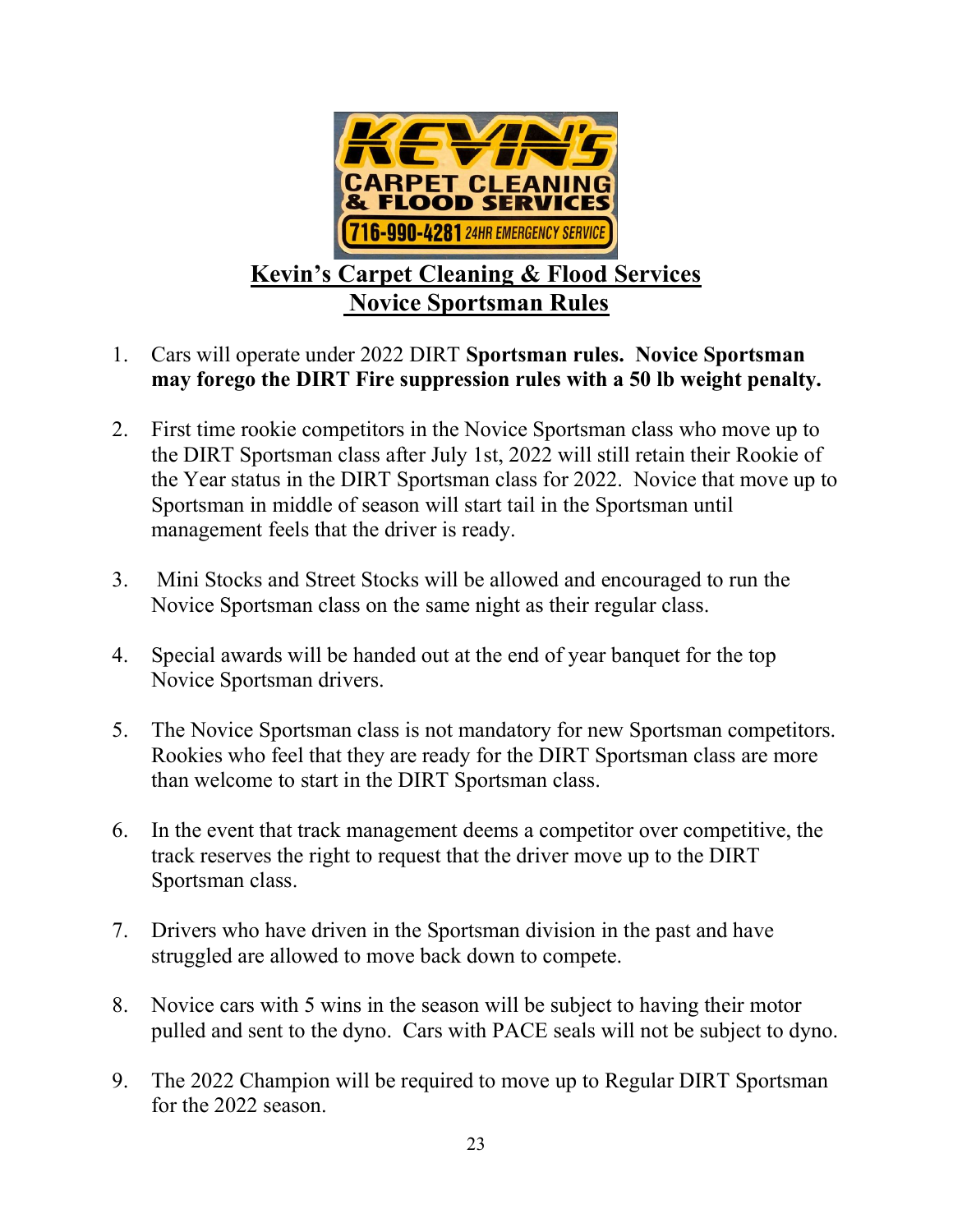# Kevin's Carpet Cleaning & Flood Services
# Novice Sportsman Rules

1. Cars will operate under 2022 DIRT **Sportsman rules. Novice Sportsman may forego the DIRT Fire suppression rules with a 50 lb weight penalty.**

2. First time rookie competitors in the Novice Sportsman class who move up to the DIRT Sportsman class after July 1st, 2022 will still retain their Rookie of the Year status in the DIRT Sportsman class for 2022. Novice that move up to Sportsman in middle of season will start tail in the Sportsman until management feels that the driver is ready.

3. Mini Stocks and Street Stocks will be allowed and encouraged to run the Novice Sportsman class on the same night as their regular class.

4. Special awards will be handed out at the end of year banquet for the top Novice Sportsman drivers.

5. The Novice Sportsman class is not mandatory for new Sportsman competitors. Rookies who feel that they are ready for the DIRT Sportsman class are more than welcome to start in the DIRT Sportsman class.

6. In the event that track management deems a competitor over competitive, the track reserves the right to request that the driver move up to the DIRT Sportsman class.

7. Drivers who have driven in the Sportsman division in the past and have struggled are allowed to move back down to compete.

8. Novice cars with 5 wins in the season will be subject to having their motor pulled and sent to the dyno. Cars with PACE seals will not be subject to dyno.

9. The 2022 Champion will be required to move up to Regular DIRT Sportsman for the 2022 season.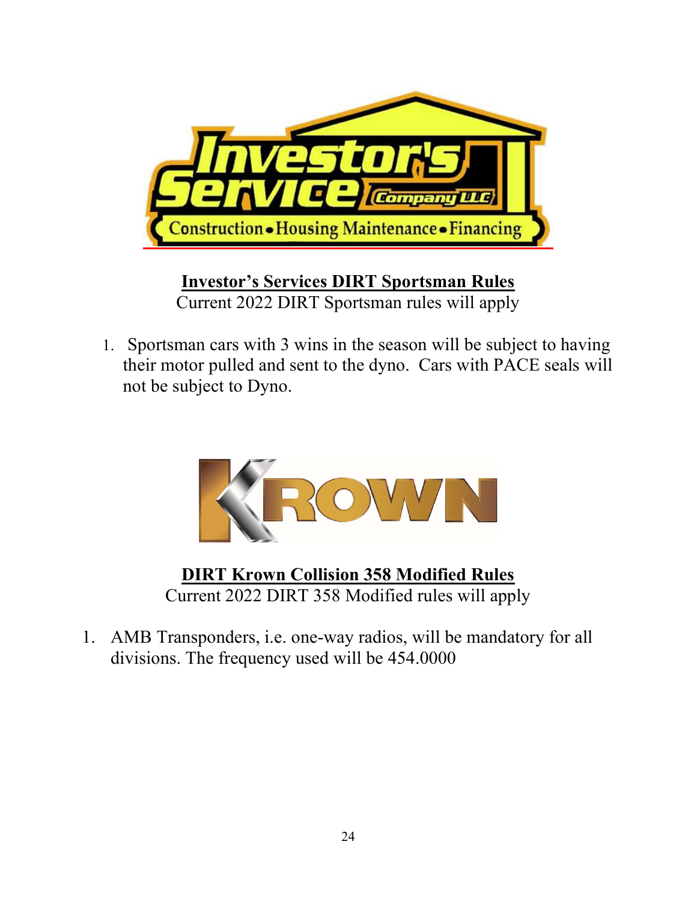**Investor's Services DIRT Sportsman Rules**

Current 2022 DIRT Sportsman rules will apply

1. Sportsman cars with 3 wins in the season will be subject to having their motor pulled and sent to the dyno. Cars with PACE seals will not be subject to Dyno.

**DIRT Krown Collision 358 Modified Rules**

Current 2022 DIRT 358 Modified rules will apply

1. AMB Transponders, i.e. one-way radios, will be mandatory for all divisions. The frequency used will be 454.0000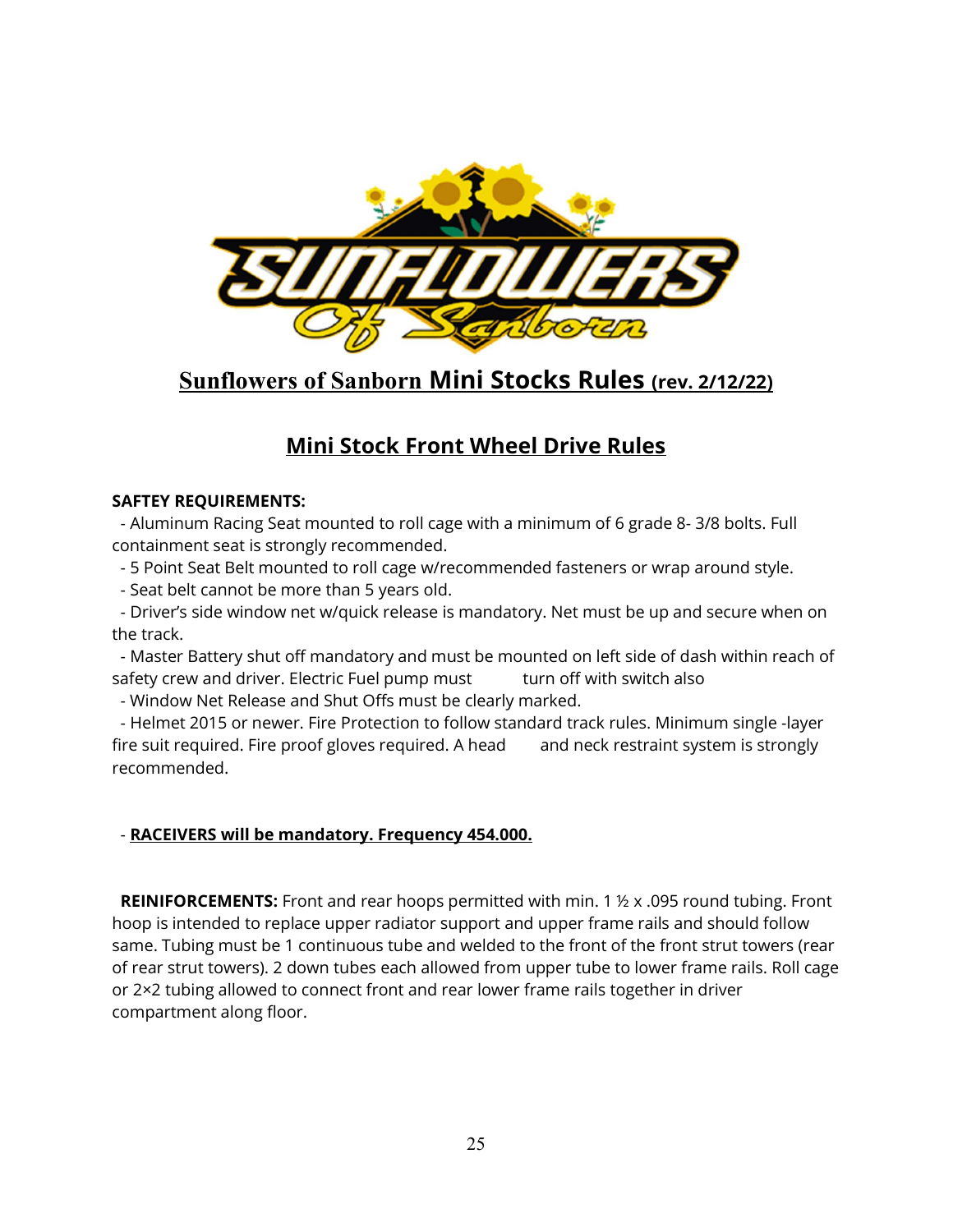# Sunflowers of Sanborn Mini Stocks Rules (rev. 2/12/22)

## Mini Stock Front Wheel Drive Rules

**SAFTEY REQUIREMENTS:**

- Aluminum Racing Seat mounted to roll cage with a minimum of 6 grade 8- 3/8 bolts. Full containment seat is strongly recommended.
- 5 Point Seat Belt mounted to roll cage w/recommended fasteners or wrap around style.
- Seat belt cannot be more than 5 years old.
- Driver's side window net w/quick release is mandatory. Net must be up and secure when on the track.
- Master Battery shut off mandatory and must be mounted on left side of dash within reach of safety crew and driver. Electric Fuel pump must turn off with switch also
- Window Net Release and Shut Offs must be clearly marked.
- Helmet 2015 or newer. Fire Protection to follow standard track rules. Minimum single -layer fire suit required. Fire proof gloves required. A head and neck restraint system is strongly recommended.

- **RACEIVERS will be mandatory. Frequency 454.000.**

**REINIFORCEMENTS:** Front and rear hoops permitted with min. 1 ½ x .095 round tubing. Front hoop is intended to replace upper radiator support and upper frame rails and should follow same. Tubing must be 1 continuous tube and welded to the front of the front strut towers (rear of rear strut towers). 2 down tubes each allowed from upper tube to lower frame rails. Roll cage or 2×2 tubing allowed to connect front and rear lower frame rails together in driver compartment along floor.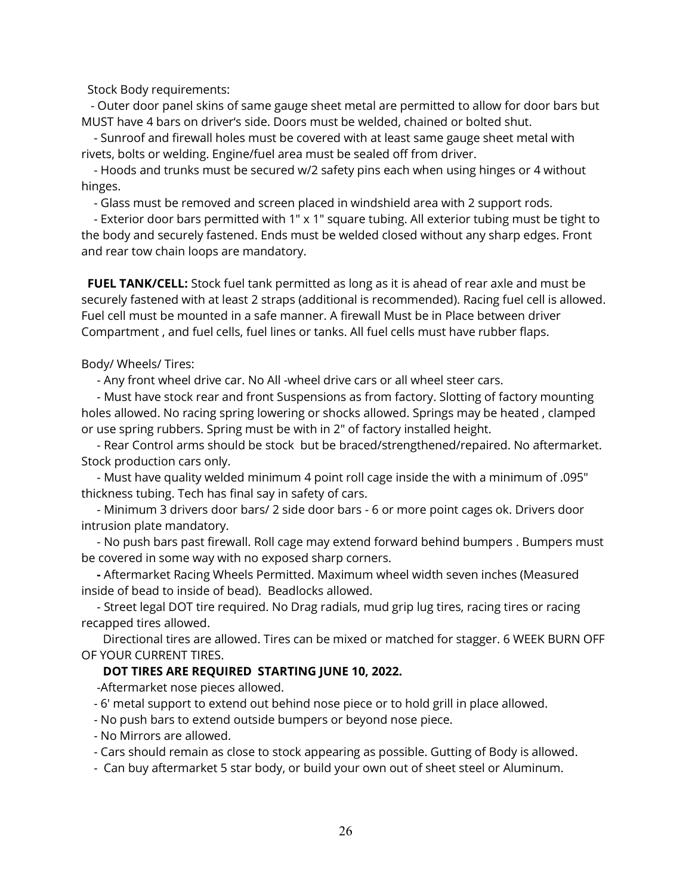Stock Body requirements:

- Outer door panel skins of same gauge sheet metal are permitted to allow for door bars but MUST have 4 bars on driver's side. Doors must be welded, chained or bolted shut.
- Sunroof and firewall holes must be covered with at least same gauge sheet metal with rivets, bolts or welding. Engine/fuel area must be sealed off from driver.
- Hoods and trunks must be secured w/2 safety pins each when using hinges or 4 without hinges.
- Glass must be removed and screen placed in windshield area with 2 support rods.
- Exterior door bars permitted with 1" x 1" square tubing. All exterior tubing must be tight to the body and securely fastened. Ends must be welded closed without any sharp edges. Front and rear tow chain loops are mandatory.

**FUEL TANK/CELL:** Stock fuel tank permitted as long as it is ahead of rear axle and must be securely fastened with at least 2 straps (additional is recommended). Racing fuel cell is allowed. Fuel cell must be mounted in a safe manner. A firewall Must be in Place between driver Compartment , and fuel cells, fuel lines or tanks. All fuel cells must have rubber flaps.

Body/ Wheels/ Tires:

- Any front wheel drive car. No All -wheel drive cars or all wheel steer cars.
- Must have stock rear and front Suspensions as from factory. Slotting of factory mounting holes allowed. No racing spring lowering or shocks allowed. Springs may be heated , clamped or use spring rubbers. Spring must be with in 2" of factory installed height.
- Rear Control arms should be stock but be braced/strengthened/repaired. No aftermarket. Stock production cars only.
- Must have quality welded minimum 4 point roll cage inside the with a minimum of .095" thickness tubing. Tech has final say in safety of cars.
- Minimum 3 drivers door bars/ 2 side door bars - 6 or more point cages ok. Drivers door intrusion plate mandatory.
- No push bars past firewall. Roll cage may extend forward behind bumpers . Bumpers must be covered in some way with no exposed sharp corners.
- Aftermarket Racing Wheels Permitted. Maximum wheel width seven inches (Measured inside of bead to inside of bead). Beadlocks allowed.
- Street legal DOT tire required. No Drag radials, mud grip lug tires, racing tires or racing recapped tires allowed.

Directional tires are allowed. Tires can be mixed or matched for stagger. 6 WEEK BURN OFF OF YOUR CURRENT TIRES.

**DOT TIRES ARE REQUIRED STARTING JUNE 10, 2022.**

- Aftermarket nose pieces allowed.
- 6' metal support to extend out behind nose piece or to hold grill in place allowed.
- No push bars to extend outside bumpers or beyond nose piece.
- No Mirrors are allowed.
- Cars should remain as close to stock appearing as possible. Gutting of Body is allowed.
- Can buy aftermarket 5 star body, or build your own out of sheet steel or Aluminum.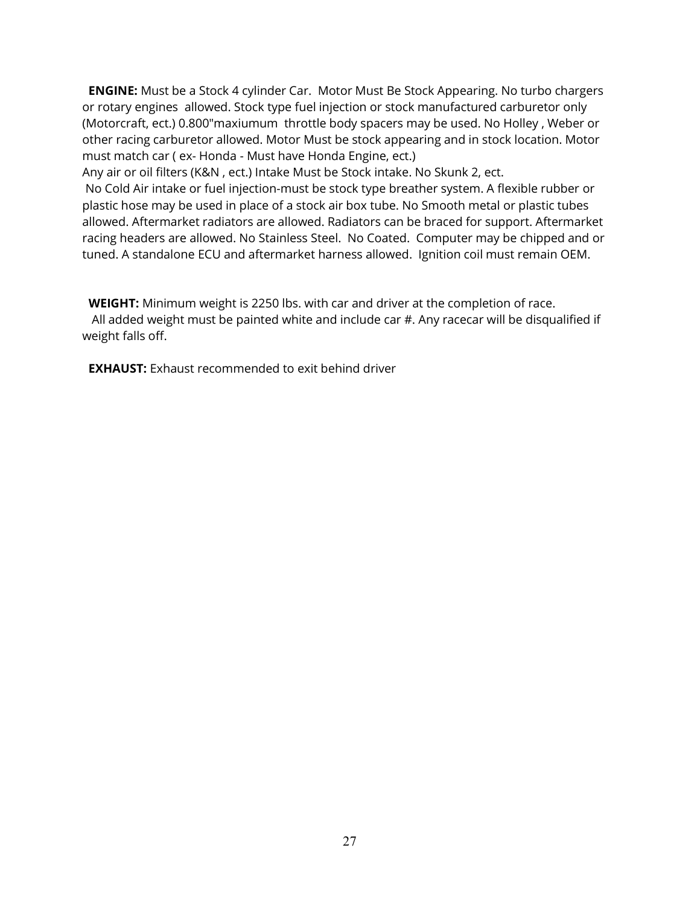**ENGINE:** Must be a Stock 4 cylinder Car. Motor Must Be Stock Appearing. No turbo chargers or rotary engines allowed. Stock type fuel injection or stock manufactured carburetor only (Motorcraft, ect.) 0.800"maxiumum throttle body spacers may be used. No Holley , Weber or other racing carburetor allowed. Motor Must be stock appearing and in stock location. Motor must match car ( ex- Honda - Must have Honda Engine, ect.)
Any air or oil filters (K&N , ect.) Intake Must be Stock intake. No Skunk 2, ect.
No Cold Air intake or fuel injection-must be stock type breather system. A flexible rubber or plastic hose may be used in place of a stock air box tube. No Smooth metal or plastic tubes allowed. Aftermarket radiators are allowed. Radiators can be braced for support. Aftermarket racing headers are allowed. No Stainless Steel. No Coated. Computer may be chipped and or tuned. A standalone ECU and aftermarket harness allowed. Ignition coil must remain OEM.

**WEIGHT:** Minimum weight is 2250 lbs. with car and driver at the completion of race.
All added weight must be painted white and include car #. Any racecar will be disqualified if weight falls off.

**EXHAUST:** Exhaust recommended to exit behind driver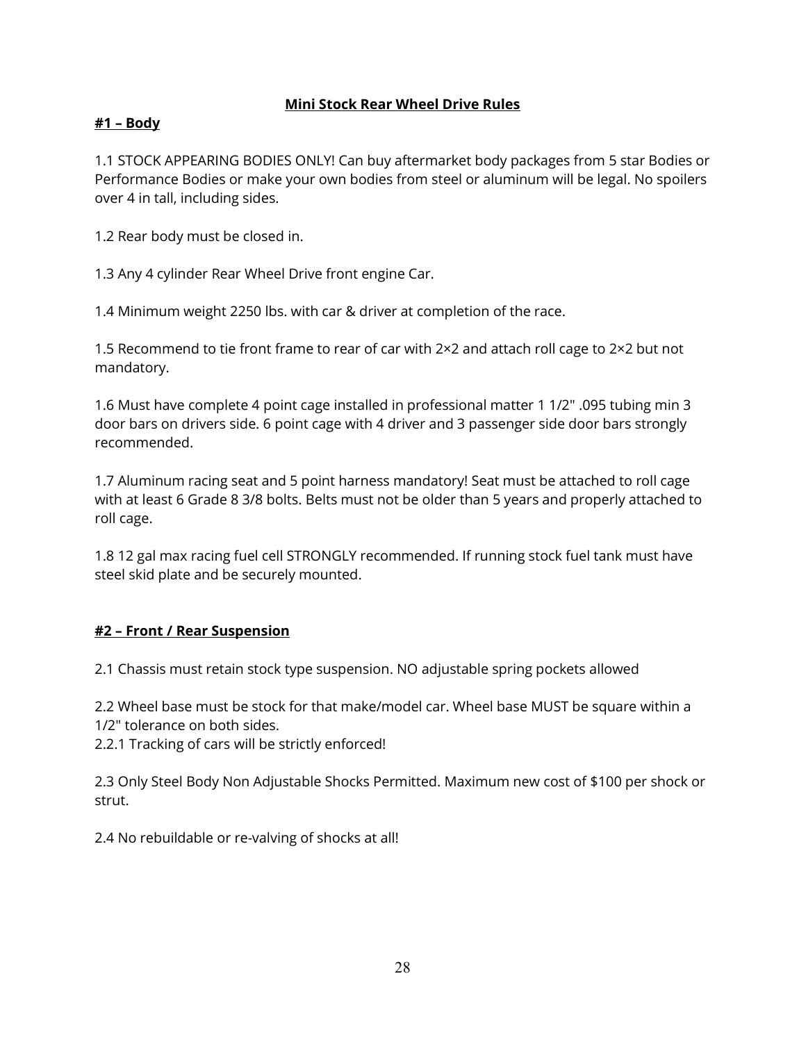# Mini Stock Rear Wheel Drive Rules

## #1 – Body

1.1 STOCK APPEARING BODIES ONLY! Can buy aftermarket body packages from 5 star Bodies or Performance Bodies or make your own bodies from steel or aluminum will be legal. No spoilers over 4 in tall, including sides.

1.2 Rear body must be closed in.

1.3 Any 4 cylinder Rear Wheel Drive front engine Car.

1.4 Minimum weight 2250 lbs. with car & driver at completion of the race.

1.5 Recommend to tie front frame to rear of car with 2×2 and attach roll cage to 2×2 but not mandatory.

1.6 Must have complete 4 point cage installed in professional matter 1 1/2" .095 tubing min 3 door bars on drivers side. 6 point cage with 4 driver and 3 passenger side door bars strongly recommended.

1.7 Aluminum racing seat and 5 point harness mandatory! Seat must be attached to roll cage with at least 6 Grade 8 3/8 bolts. Belts must not be older than 5 years and properly attached to roll cage.

1.8 12 gal max racing fuel cell STRONGLY recommended. If running stock fuel tank must have steel skid plate and be securely mounted.

## #2 – Front / Rear Suspension

2.1 Chassis must retain stock type suspension. NO adjustable spring pockets allowed

2.2 Wheel base must be stock for that make/model car. Wheel base MUST be square within a 1/2" tolerance on both sides.
2.2.1 Tracking of cars will be strictly enforced!

2.3 Only Steel Body Non Adjustable Shocks Permitted. Maximum new cost of $100 per shock or strut.

2.4 No rebuildable or re-valving of shocks at all!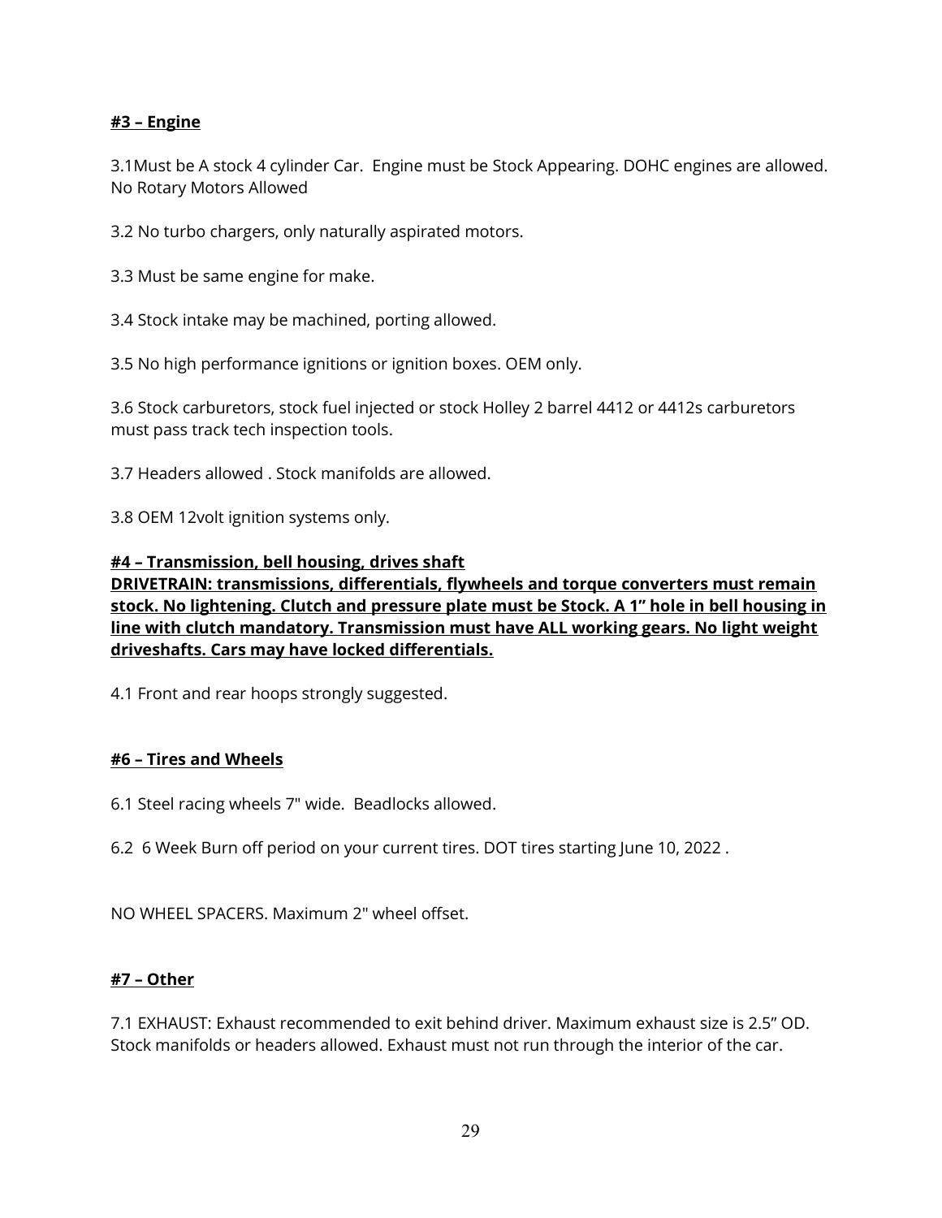## #3 – Engine

3.1Must be A stock 4 cylinder Car. Engine must be Stock Appearing. DOHC engines are allowed. No Rotary Motors Allowed

3.2 No turbo chargers, only naturally aspirated motors.

3.3 Must be same engine for make.

3.4 Stock intake may be machined, porting allowed.

3.5 No high performance ignitions or ignition boxes. OEM only.

3.6 Stock carburetors, stock fuel injected or stock Holley 2 barrel 4412 or 4412s carburetors must pass track tech inspection tools.

3.7 Headers allowed . Stock manifolds are allowed.

3.8 OEM 12volt ignition systems only.

## #4 – Transmission, bell housing, drives shaft

**DRIVETRAIN: transmissions, differentials, flywheels and torque converters must remain stock. No lightening. Clutch and pressure plate must be Stock. A 1" hole in bell housing in line with clutch mandatory. Transmission must have ALL working gears. No light weight driveshafts. Cars may have locked differentials.**

4.1 Front and rear hoops strongly suggested.

## #6 – Tires and Wheels

6.1 Steel racing wheels 7" wide. Beadlocks allowed.

6.2 6 Week Burn off period on your current tires. DOT tires starting June 10, 2022 .

NO WHEEL SPACERS. Maximum 2" wheel offset.

## #7 – Other

7.1 EXHAUST: Exhaust recommended to exit behind driver. Maximum exhaust size is 2.5" OD. Stock manifolds or headers allowed. Exhaust must not run through the interior of the car.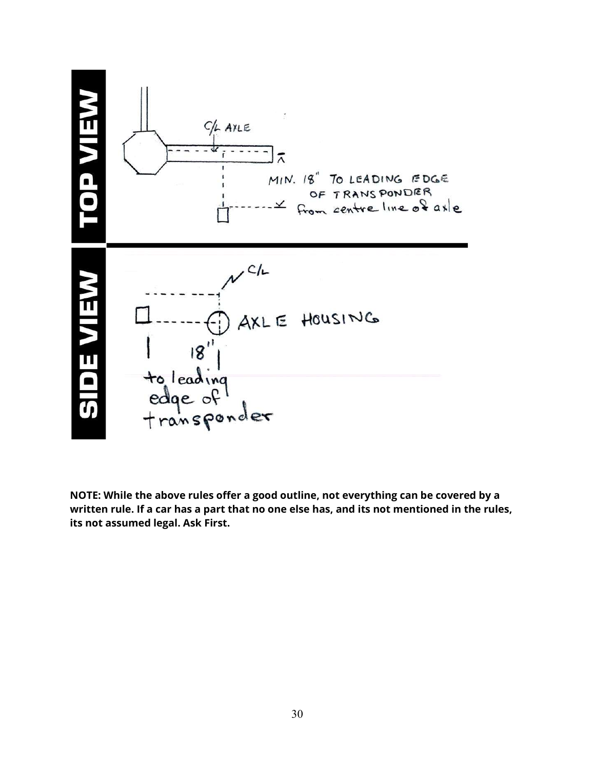**TOP VIEW**

C/L AXLE

MIN. 18" TO LEADING EDGE OF TRANSPONDER from centre line of axle

**SIDE VIEW**

C/L

AXLE HOUSING

18"

to leading edge of transponder

**NOTE: While the above rules offer a good outline, not everything can be covered by a written rule. If a car has a part that no one else has, and its not mentioned in the rules, its not assumed legal. Ask First.**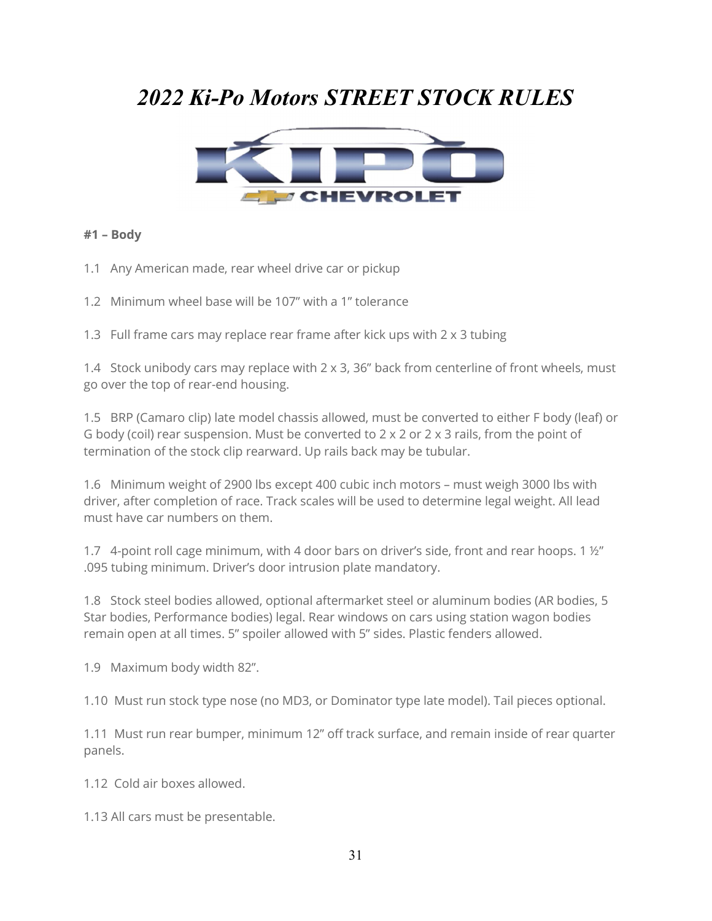# *2022 Ki-Po Motors STREET STOCK RULES*

**#1 – Body**

1.1 Any American made, rear wheel drive car or pickup

1.2 Minimum wheel base will be 107" with a 1" tolerance

1.3 Full frame cars may replace rear frame after kick ups with 2 x 3 tubing

1.4 Stock unibody cars may replace with 2 x 3, 36" back from centerline of front wheels, must go over the top of rear-end housing.

1.5 BRP (Camaro clip) late model chassis allowed, must be converted to either F body (leaf) or G body (coil) rear suspension. Must be converted to 2 x 2 or 2 x 3 rails, from the point of termination of the stock clip rearward. Up rails back may be tubular.

1.6 Minimum weight of 2900 lbs except 400 cubic inch motors – must weigh 3000 lbs with driver, after completion of race. Track scales will be used to determine legal weight. All lead must have car numbers on them.

1.7 4-point roll cage minimum, with 4 door bars on driver's side, front and rear hoops. 1 ½" .095 tubing minimum. Driver's door intrusion plate mandatory.

1.8 Stock steel bodies allowed, optional aftermarket steel or aluminum bodies (AR bodies, 5 Star bodies, Performance bodies) legal. Rear windows on cars using station wagon bodies remain open at all times. 5" spoiler allowed with 5" sides. Plastic fenders allowed.

1.9 Maximum body width 82".

1.10 Must run stock type nose (no MD3, or Dominator type late model). Tail pieces optional.

1.11 Must run rear bumper, minimum 12" off track surface, and remain inside of rear quarter panels.

1.12 Cold air boxes allowed.

1.13 All cars must be presentable.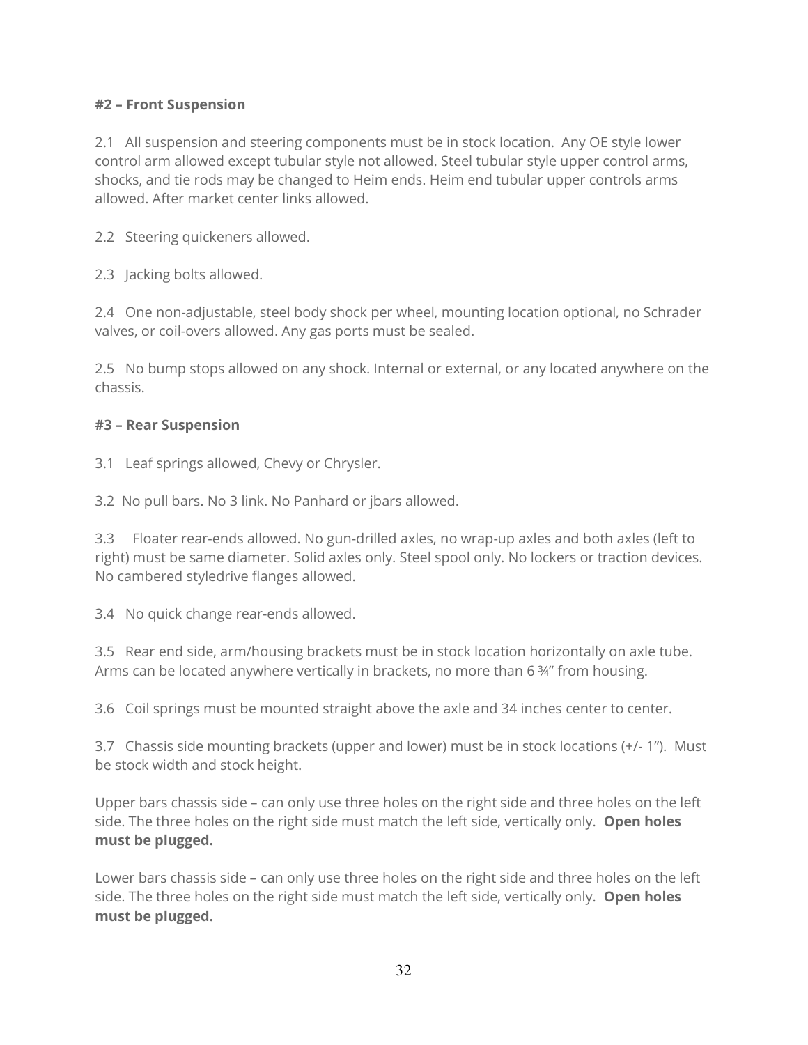**#2 – Front Suspension**

2.1 All suspension and steering components must be in stock location. Any OE style lower control arm allowed except tubular style not allowed. Steel tubular style upper control arms, shocks, and tie rods may be changed to Heim ends. Heim end tubular upper controls arms allowed. After market center links allowed.

2.2 Steering quickeners allowed.

2.3 Jacking bolts allowed.

2.4 One non-adjustable, steel body shock per wheel, mounting location optional, no Schrader valves, or coil-overs allowed. Any gas ports must be sealed.

2.5 No bump stops allowed on any shock. Internal or external, or any located anywhere on the chassis.

**#3 – Rear Suspension**

3.1 Leaf springs allowed, Chevy or Chrysler.

3.2 No pull bars. No 3 link. No Panhard or jbars allowed.

3.3 Floater rear-ends allowed. No gun-drilled axles, no wrap-up axles and both axles (left to right) must be same diameter. Solid axles only. Steel spool only. No lockers or traction devices. No cambered styledrive flanges allowed.

3.4 No quick change rear-ends allowed.

3.5 Rear end side, arm/housing brackets must be in stock location horizontally on axle tube. Arms can be located anywhere vertically in brackets, no more than 6 ¾" from housing.

3.6 Coil springs must be mounted straight above the axle and 34 inches center to center.

3.7 Chassis side mounting brackets (upper and lower) must be in stock locations (+/- 1"). Must be stock width and stock height.

Upper bars chassis side – can only use three holes on the right side and three holes on the left side. The three holes on the right side must match the left side, vertically only. **Open holes must be plugged.**

Lower bars chassis side – can only use three holes on the right side and three holes on the left side. The three holes on the right side must match the left side, vertically only. **Open holes must be plugged.**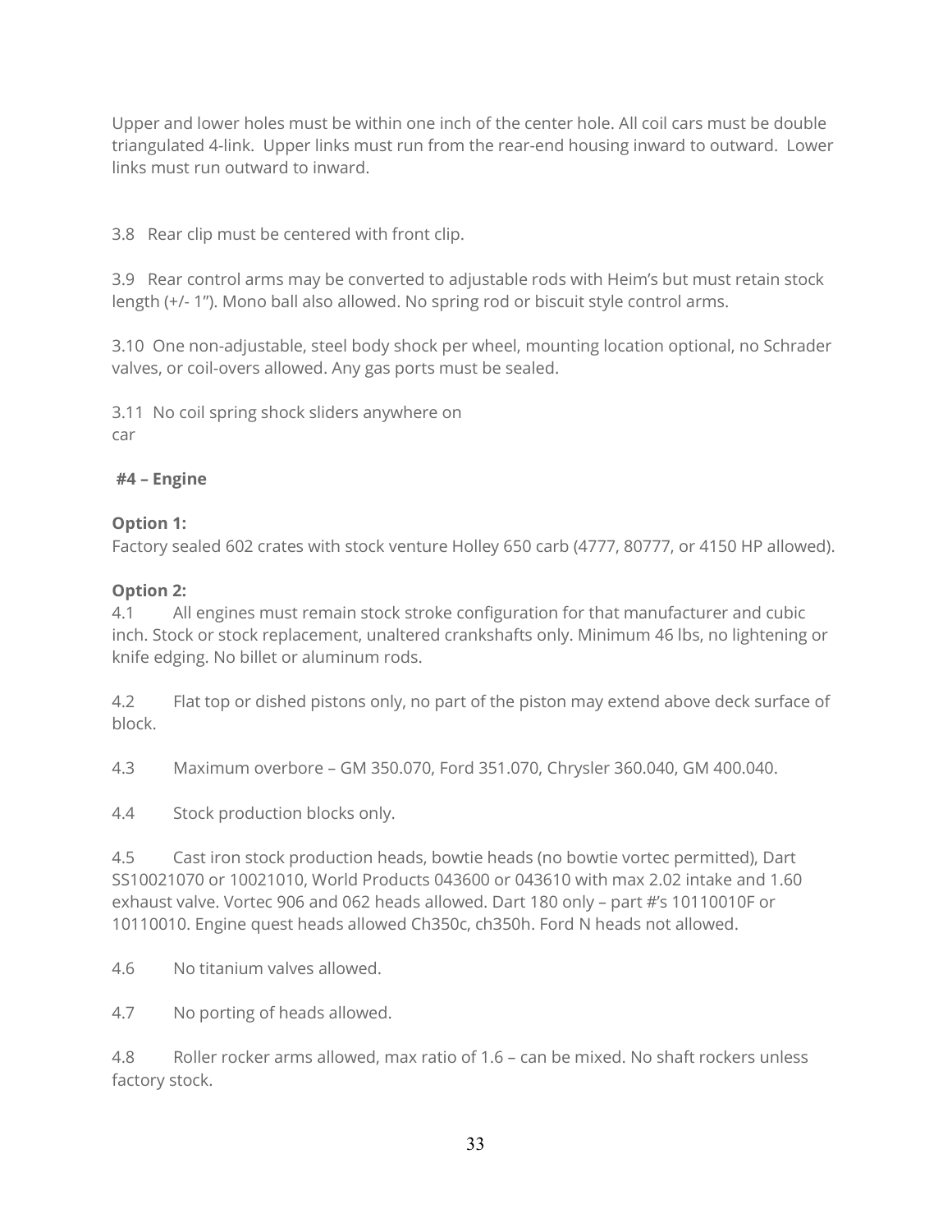Upper and lower holes must be within one inch of the center hole. All coil cars must be double triangulated 4-link. Upper links must run from the rear-end housing inward to outward. Lower links must run outward to inward.

3.8 Rear clip must be centered with front clip.

3.9 Rear control arms may be converted to adjustable rods with Heim's but must retain stock length (+/- 1"). Mono ball also allowed. No spring rod or biscuit style control arms.

3.10 One non-adjustable, steel body shock per wheel, mounting location optional, no Schrader valves, or coil-overs allowed. Any gas ports must be sealed.

3.11 No coil spring shock sliders anywhere on car

**#4 – Engine**

**Option 1:**
Factory sealed 602 crates with stock venture Holley 650 carb (4777, 80777, or 4150 HP allowed).

**Option 2:**

4.1 All engines must remain stock stroke configuration for that manufacturer and cubic inch. Stock or stock replacement, unaltered crankshafts only. Minimum 46 lbs, no lightening or knife edging. No billet or aluminum rods.

4.2 Flat top or dished pistons only, no part of the piston may extend above deck surface of block.

4.3 Maximum overbore – GM 350.070, Ford 351.070, Chrysler 360.040, GM 400.040.

4.4 Stock production blocks only.

4.5 Cast iron stock production heads, bowtie heads (no bowtie vortec permitted), Dart SS10021070 or 10021010, World Products 043600 or 043610 with max 2.02 intake and 1.60 exhaust valve. Vortec 906 and 062 heads allowed. Dart 180 only – part #'s 10110010F or 10110010. Engine quest heads allowed Ch350c, ch350h. Ford N heads not allowed.

4.6 No titanium valves allowed.

4.7 No porting of heads allowed.

4.8 Roller rocker arms allowed, max ratio of 1.6 – can be mixed. No shaft rockers unless factory stock.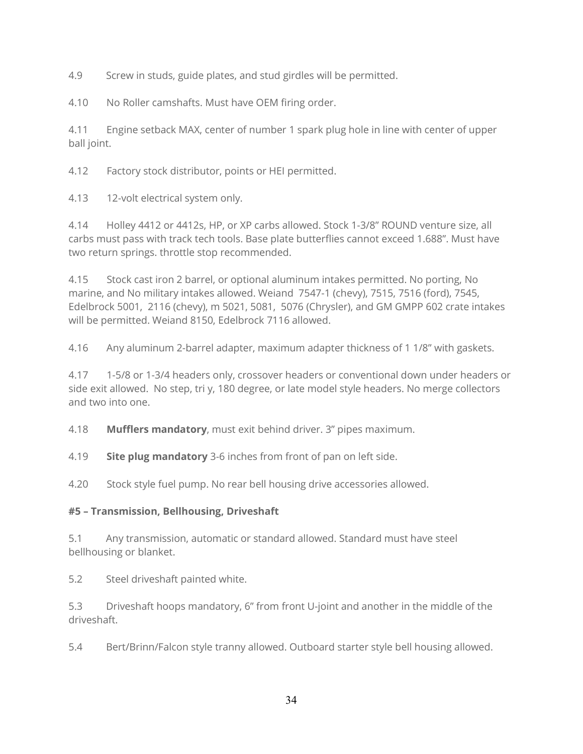4.9 Screw in studs, guide plates, and stud girdles will be permitted.

4.10 No Roller camshafts. Must have OEM firing order.

4.11 Engine setback MAX, center of number 1 spark plug hole in line with center of upper ball joint.

4.12 Factory stock distributor, points or HEI permitted.

4.13 12-volt electrical system only.

4.14 Holley 4412 or 4412s, HP, or XP carbs allowed. Stock 1-3/8" ROUND venture size, all carbs must pass with track tech tools. Base plate butterflies cannot exceed 1.688". Must have two return springs. throttle stop recommended.

4.15 Stock cast iron 2 barrel, or optional aluminum intakes permitted. No porting, No marine, and No military intakes allowed. Weiand 7547-1 (chevy), 7515, 7516 (ford), 7545, Edelbrock 5001, 2116 (chevy), m 5021, 5081, 5076 (Chrysler), and GM GMPP 602 crate intakes will be permitted. Weiand 8150, Edelbrock 7116 allowed.

4.16 Any aluminum 2-barrel adapter, maximum adapter thickness of 1 1/8" with gaskets.

4.17 1-5/8 or 1-3/4 headers only, crossover headers or conventional down under headers or side exit allowed. No step, tri y, 180 degree, or late model style headers. No merge collectors and two into one.

4.18 **Mufflers mandatory**, must exit behind driver. 3" pipes maximum.

4.19 **Site plug mandatory** 3-6 inches from front of pan on left side.

4.20 Stock style fuel pump. No rear bell housing drive accessories allowed.

**#5 – Transmission, Bellhousing, Driveshaft**

5.1 Any transmission, automatic or standard allowed. Standard must have steel bellhousing or blanket.

5.2 Steel driveshaft painted white.

5.3 Driveshaft hoops mandatory, 6" from front U-joint and another in the middle of the driveshaft.

5.4 Bert/Brinn/Falcon style tranny allowed. Outboard starter style bell housing allowed.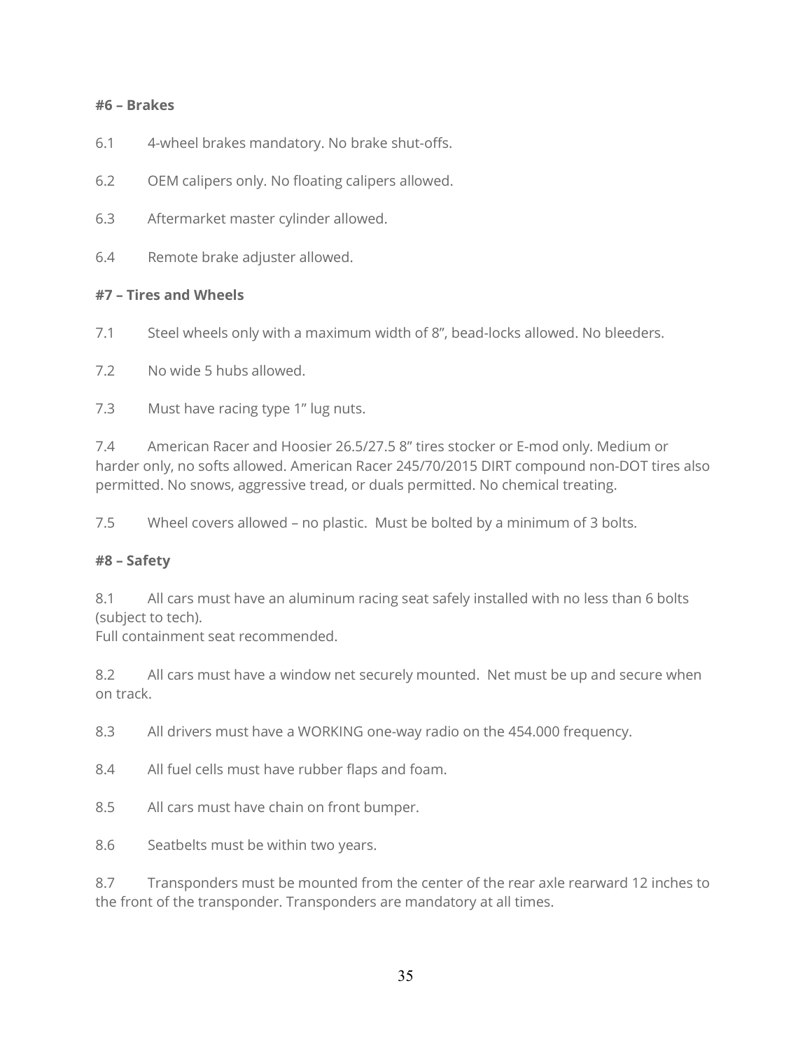**#6 – Brakes**

6.1 4-wheel brakes mandatory. No brake shut-offs.

6.2 OEM calipers only. No floating calipers allowed.

6.3 Aftermarket master cylinder allowed.

6.4 Remote brake adjuster allowed.

**#7 – Tires and Wheels**

7.1 Steel wheels only with a maximum width of 8", bead-locks allowed. No bleeders.

7.2 No wide 5 hubs allowed.

7.3 Must have racing type 1" lug nuts.

7.4 American Racer and Hoosier 26.5/27.5 8" tires stocker or E-mod only. Medium or harder only, no softs allowed. American Racer 245/70/2015 DIRT compound non-DOT tires also permitted. No snows, aggressive tread, or duals permitted. No chemical treating.

7.5 Wheel covers allowed – no plastic. Must be bolted by a minimum of 3 bolts.

**#8 – Safety**

8.1 All cars must have an aluminum racing seat safely installed with no less than 6 bolts (subject to tech).
Full containment seat recommended.

8.2 All cars must have a window net securely mounted. Net must be up and secure when on track.

8.3 All drivers must have a WORKING one-way radio on the 454.000 frequency.

8.4 All fuel cells must have rubber flaps and foam.

8.5 All cars must have chain on front bumper.

8.6 Seatbelts must be within two years.

8.7 Transponders must be mounted from the center of the rear axle rearward 12 inches to the front of the transponder. Transponders are mandatory at all times.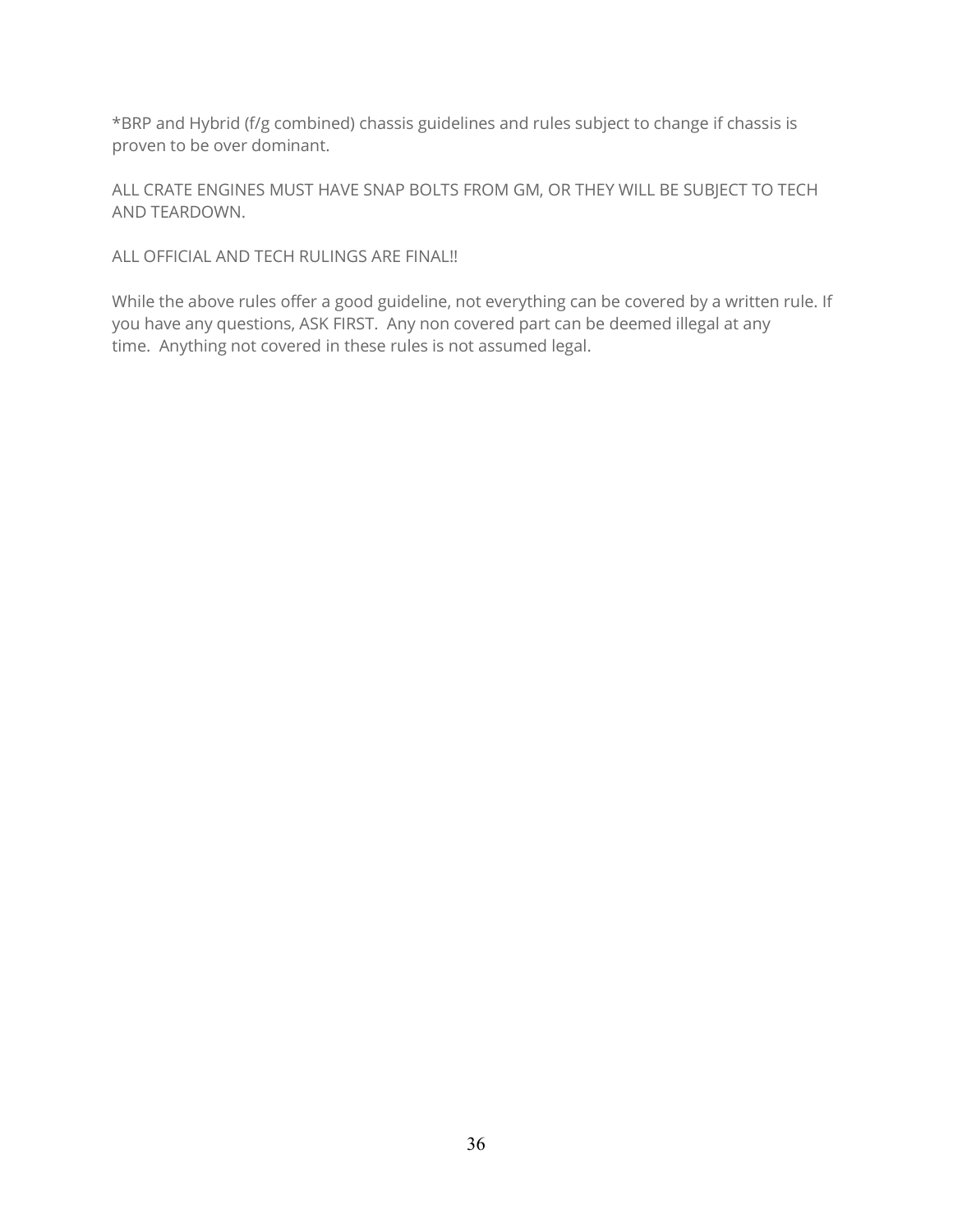*BRP and Hybrid (f/g combined) chassis guidelines and rules subject to change if chassis is proven to be over dominant.

ALL CRATE ENGINES MUST HAVE SNAP BOLTS FROM GM, OR THEY WILL BE SUBJECT TO TECH AND TEARDOWN.

ALL OFFICIAL AND TECH RULINGS ARE FINAL!!

While the above rules offer a good guideline, not everything can be covered by a written rule. If you have any questions, ASK FIRST. Any non covered part can be deemed illegal at any time. Anything not covered in these rules is not assumed legal.